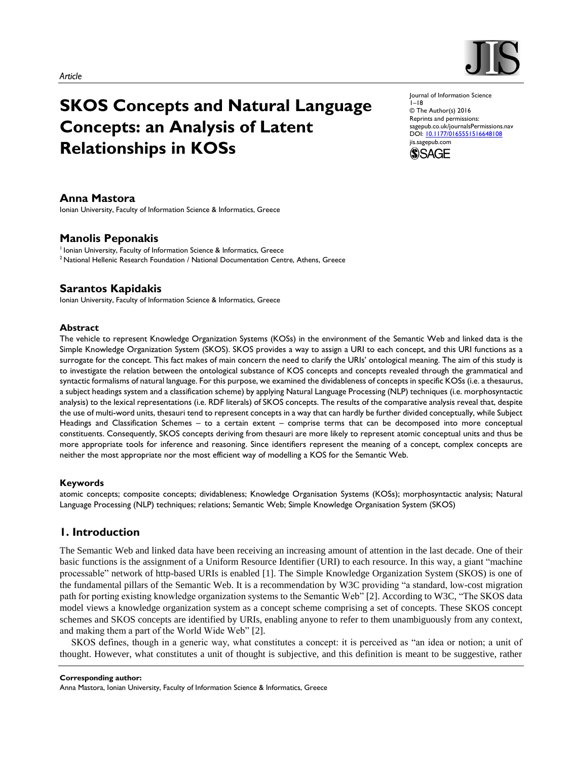*Article*

# SKOS Concepts and Natural Language Concepts: an Analysis of Latent Relationships in KOSs

Journal of Information Science
1–18
© The Author(s) 2016
Reprints and permissions:
sagepub.co.uk/journalsPermissions.nav
DOI: 10.1177/0165551516648108
jis.sagepub.com

## Anna Mastora

Ionian University, Faculty of Information Science & Informatics, Greece

## Manolis Peponakis

[1] Ionian University, Faculty of Information Science & Informatics, Greece
[2] National Hellenic Research Foundation / National Documentation Centre, Athens, Greece

## Sarantos Kapidakis

Ionian University, Faculty of Information Science & Informatics, Greece

### Abstract

The vehicle to represent Knowledge Organization Systems (KOSs) in the environment of the Semantic Web and linked data is the Simple Knowledge Organization System (SKOS). SKOS provides a way to assign a URI to each concept, and this URI functions as a surrogate for the concept. This fact makes of main concern the need to clarify the URIs' ontological meaning. The aim of this study is to investigate the relation between the ontological substance of KOS concepts and concepts revealed through the grammatical and syntactic formalisms of natural language. For this purpose, we examined the dividableness of concepts in specific KOSs (i.e. a thesaurus, a subject headings system and a classification scheme) by applying Natural Language Processing (NLP) techniques (i.e. morphosyntactic analysis) to the lexical representations (i.e. RDF literals) of SKOS concepts. The results of the comparative analysis reveal that, despite the use of multi-word units, thesauri tend to represent concepts in a way that can hardly be further divided conceptually, while Subject Headings and Classification Schemes – to a certain extent – comprise terms that can be decomposed into more conceptual constituents. Consequently, SKOS concepts deriving from thesauri are more likely to represent atomic conceptual units and thus be more appropriate tools for inference and reasoning. Since identifiers represent the meaning of a concept, complex concepts are neither the most appropriate nor the most efficient way of modelling a KOS for the Semantic Web.

### Keywords

atomic concepts; composite concepts; dividableness; Knowledge Organisation Systems (KOSs); morphosyntactic analysis; Natural Language Processing (NLP) techniques; relations; Semantic Web; Simple Knowledge Organisation System (SKOS)

## 1. Introduction

The Semantic Web and linked data have been receiving an increasing amount of attention in the last decade. One of their basic functions is the assignment of a Uniform Resource Identifier (URI) to each resource. In this way, a giant "machine processable" network of http-based URIs is enabled [1]. The Simple Knowledge Organization System (SKOS) is one of the fundamental pillars of the Semantic Web. It is a recommendation by W3C providing "a standard, low-cost migration path for porting existing knowledge organization systems to the Semantic Web" [2]. According to W3C, "The SKOS data model views a knowledge organization system as a concept scheme comprising a set of concepts. These SKOS concept schemes and SKOS concepts are identified by URIs, enabling anyone to refer to them unambiguously from any context, and making them a part of the World Wide Web" [2].

SKOS defines, though in a generic way, what constitutes a concept: it is perceived as "an idea or notion; a unit of thought. However, what constitutes a unit of thought is subjective, and this definition is meant to be suggestive, rather

**Corresponding author:**
Anna Mastora, Ionian University, Faculty of Information Science & Informatics, Greece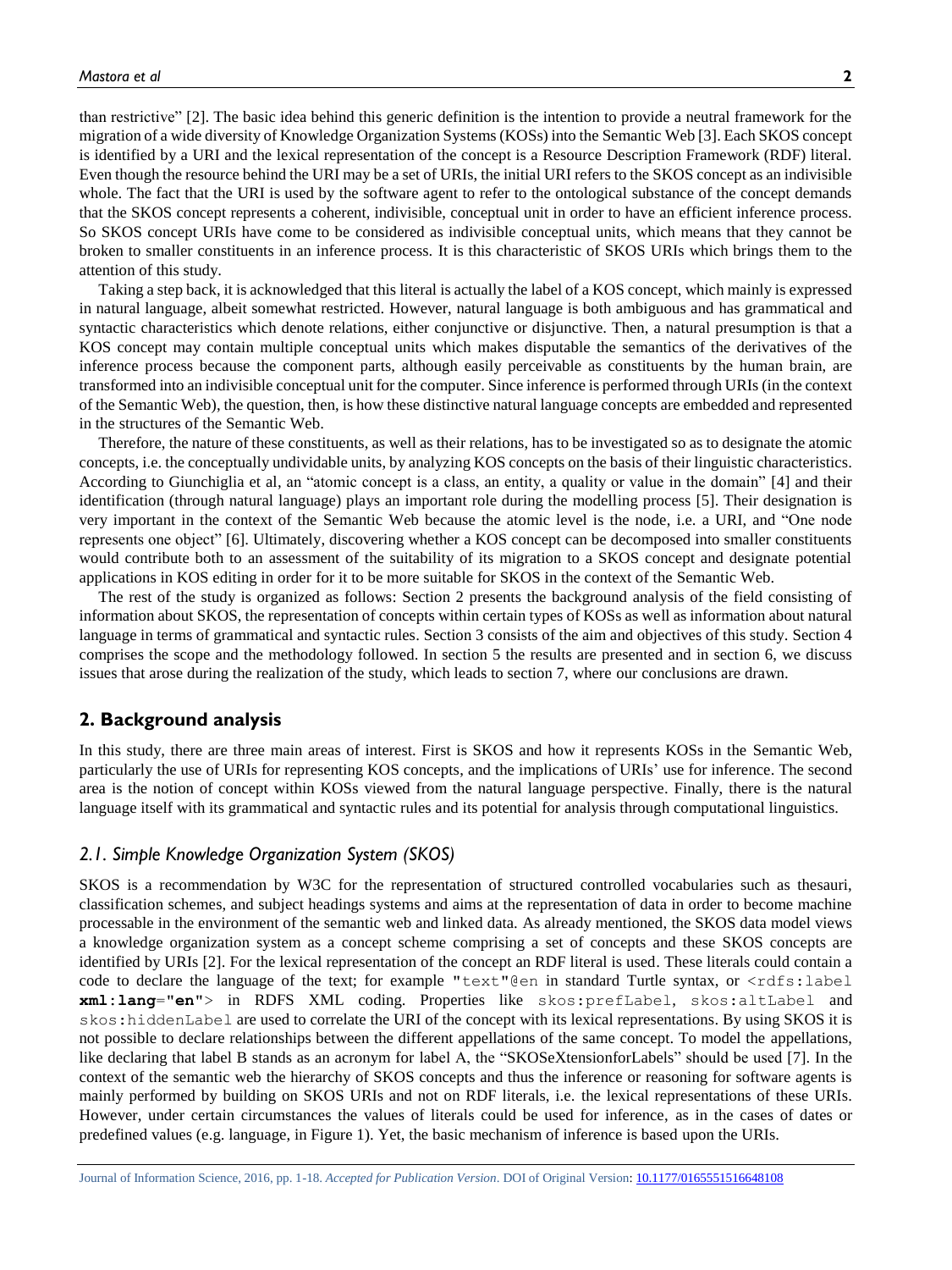than restrictive" [2]. The basic idea behind this generic definition is the intention to provide a neutral framework for the migration of a wide diversity of Knowledge Organization Systems (KOSs) into the Semantic Web [3]. Each SKOS concept is identified by a URI and the lexical representation of the concept is a Resource Description Framework (RDF) literal. Even though the resource behind the URI may be a set of URIs, the initial URI refers to the SKOS concept as an indivisible whole. The fact that the URI is used by the software agent to refer to the ontological substance of the concept demands that the SKOS concept represents a coherent, indivisible, conceptual unit in order to have an efficient inference process. So SKOS concept URIs have come to be considered as indivisible conceptual units, which means that they cannot be broken to smaller constituents in an inference process. It is this characteristic of SKOS URIs which brings them to the attention of this study.

Taking a step back, it is acknowledged that this literal is actually the label of a KOS concept, which mainly is expressed in natural language, albeit somewhat restricted. However, natural language is both ambiguous and has grammatical and syntactic characteristics which denote relations, either conjunctive or disjunctive. Then, a natural presumption is that a KOS concept may contain multiple conceptual units which makes disputable the semantics of the derivatives of the inference process because the component parts, although easily perceivable as constituents by the human brain, are transformed into an indivisible conceptual unit for the computer. Since inference is performed through URIs (in the context of the Semantic Web), the question, then, is how these distinctive natural language concepts are embedded and represented in the structures of the Semantic Web.

Therefore, the nature of these constituents, as well as their relations, has to be investigated so as to designate the atomic concepts, i.e. the conceptually undividable units, by analyzing KOS concepts on the basis of their linguistic characteristics. According to Giunchiglia et al, an "atomic concept is a class, an entity, a quality or value in the domain" [4] and their identification (through natural language) plays an important role during the modelling process [5]. Their designation is very important in the context of the Semantic Web because the atomic level is the node, i.e. a URI, and "One node represents one object" [6]. Ultimately, discovering whether a KOS concept can be decomposed into smaller constituents would contribute both to an assessment of the suitability of its migration to a SKOS concept and designate potential applications in KOS editing in order for it to be more suitable for SKOS in the context of the Semantic Web.

The rest of the study is organized as follows: Section 2 presents the background analysis of the field consisting of information about SKOS, the representation of concepts within certain types of KOSs as well as information about natural language in terms of grammatical and syntactic rules. Section 3 consists of the aim and objectives of this study. Section 4 comprises the scope and the methodology followed. In section 5 the results are presented and in section 6, we discuss issues that arose during the realization of the study, which leads to section 7, where our conclusions are drawn.

## 2. Background analysis

In this study, there are three main areas of interest. First is SKOS and how it represents KOSs in the Semantic Web, particularly the use of URIs for representing KOS concepts, and the implications of URIs' use for inference. The second area is the notion of concept within KOSs viewed from the natural language perspective. Finally, there is the natural language itself with its grammatical and syntactic rules and its potential for analysis through computational linguistics.

### *2.1. Simple Knowledge Organization System (SKOS)*

SKOS is a recommendation by W3C for the representation of structured controlled vocabularies such as thesauri, classification schemes, and subject headings systems and aims at the representation of data in order to become machine processable in the environment of the semantic web and linked data. As already mentioned, the SKOS data model views a knowledge organization system as a concept scheme comprising a set of concepts and these SKOS concepts are identified by URIs [2]. For the lexical representation of the concept an RDF literal is used. These literals could contain a code to declare the language of the text; for example `"text"@en` in standard Turtle syntax, or `<rdfs:label` **`xml:lang="en"`**`>` in RDFS XML coding. Properties like `skos:prefLabel`, `skos:altLabel` and `skos:hiddenLabel` are used to correlate the URI of the concept with its lexical representations. By using SKOS it is not possible to declare relationships between the different appellations of the same concept. To model the appellations, like declaring that label B stands as an acronym for label A, the "SKOSeXtensionforLabels" should be used [7]. In the context of the semantic web the hierarchy of SKOS concepts and thus the inference or reasoning for software agents is mainly performed by building on SKOS URIs and not on RDF literals, i.e. the lexical representations of these URIs. However, under certain circumstances the values of literals could be used for inference, as in the cases of dates or predefined values (e.g. language, in Figure 1). Yet, the basic mechanism of inference is based upon the URIs.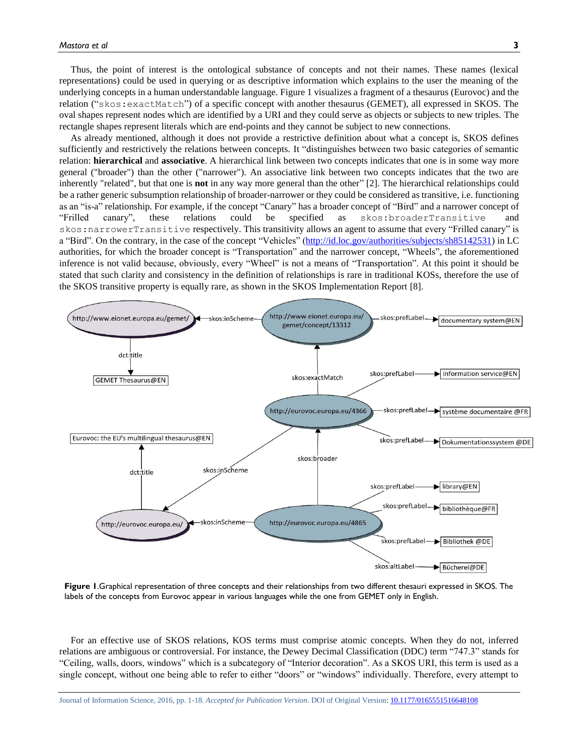Thus, the point of interest is the ontological substance of concepts and not their names. These names (lexical representations) could be used in querying or as descriptive information which explains to the user the meaning of the underlying concepts in a human understandable language. Figure 1 visualizes a fragment of a thesaurus (Eurovoc) and the relation (“skos:exactMatch”) of a specific concept with another thesaurus (GEMET), all expressed in SKOS. The oval shapes represent nodes which are identified by a URI and they could serve as objects or subjects to new triples. The rectangle shapes represent literals which are end-points and they cannot be subject to new connections.

As already mentioned, although it does not provide a restrictive definition about what a concept is, SKOS defines sufficiently and restrictively the relations between concepts. It “distinguishes between two basic categories of semantic relation: **hierarchical** and **associative**. A hierarchical link between two concepts indicates that one is in some way more general ("broader") than the other ("narrower"). An associative link between two concepts indicates that the two are inherently "related", but that one is **not** in any way more general than the other” [2]. The hierarchical relationships could be a rather generic subsumption relationship of broader-narrower or they could be considered as transitive, i.e. functioning as an “is-a” relationship. For example, if the concept “Canary” has a broader concept of “Bird” and a narrower concept of “Frilled canary”, these relations could be specified as `skos:broaderTransitive` and `skos:narrowerTransitive` respectively. This transitivity allows an agent to assume that every “Frilled canary” is a “Bird”. On the contrary, in the case of the concept “Vehicles” (http://id.loc.gov/authorities/subjects/sh85142531) in LC authorities, for which the broader concept is “Transportation” and the narrower concept, “Wheels”, the aforementioned inference is not valid because, obviously, every “Wheel” is not a means of “Transportation”. At this point it should be stated that such clarity and consistency in the definition of relationships is rare in traditional KOSs, therefore the use of the SKOS transitive property is equally rare, as shown in the SKOS Implementation Report [8].

http://www.eionet.europa.eu/gemet/
skos:inScheme
http://www.eionet.europa.eu/gemet/concept/13312
skos:prefLabel
documentary system@EN
dct:title
GEMET Thesaurus@EN
skos:exactMatch
skos:prefLabel
information service@EN
http://eurovoc.europa.eu/4366
skos:prefLabel
système documentaire @FR
skos:prefLabel
Dokumentationssystem @DE
Eurovoc: the EU's multilingual thesaurus@EN
skos:broader
dct:title
skos:inScheme
skos:prefLabel
library@EN
skos:prefLabel
bibliothèque@FR
http://eurovoc.europa.eu/
skos:inScheme
http://eurovoc.europa.eu/4865
skos:prefLabel
Bibliothek @DE
skos:altLabel
Bücherei@DE

**Figure 1**.Graphical representation of three concepts and their relationships from two different thesauri expressed in SKOS. The labels of the concepts from Eurovoc appear in various languages while the one from GEMET only in English.

For an effective use of SKOS relations, KOS terms must comprise atomic concepts. When they do not, inferred relations are ambiguous or controversial. For instance, the Dewey Decimal Classification (DDC) term “747.3” stands for “Ceiling, walls, doors, windows” which is a subcategory of “Interior decoration”. As a SKOS URI, this term is used as a single concept, without one being able to refer to either “doors” or “windows” individually. Therefore, every attempt to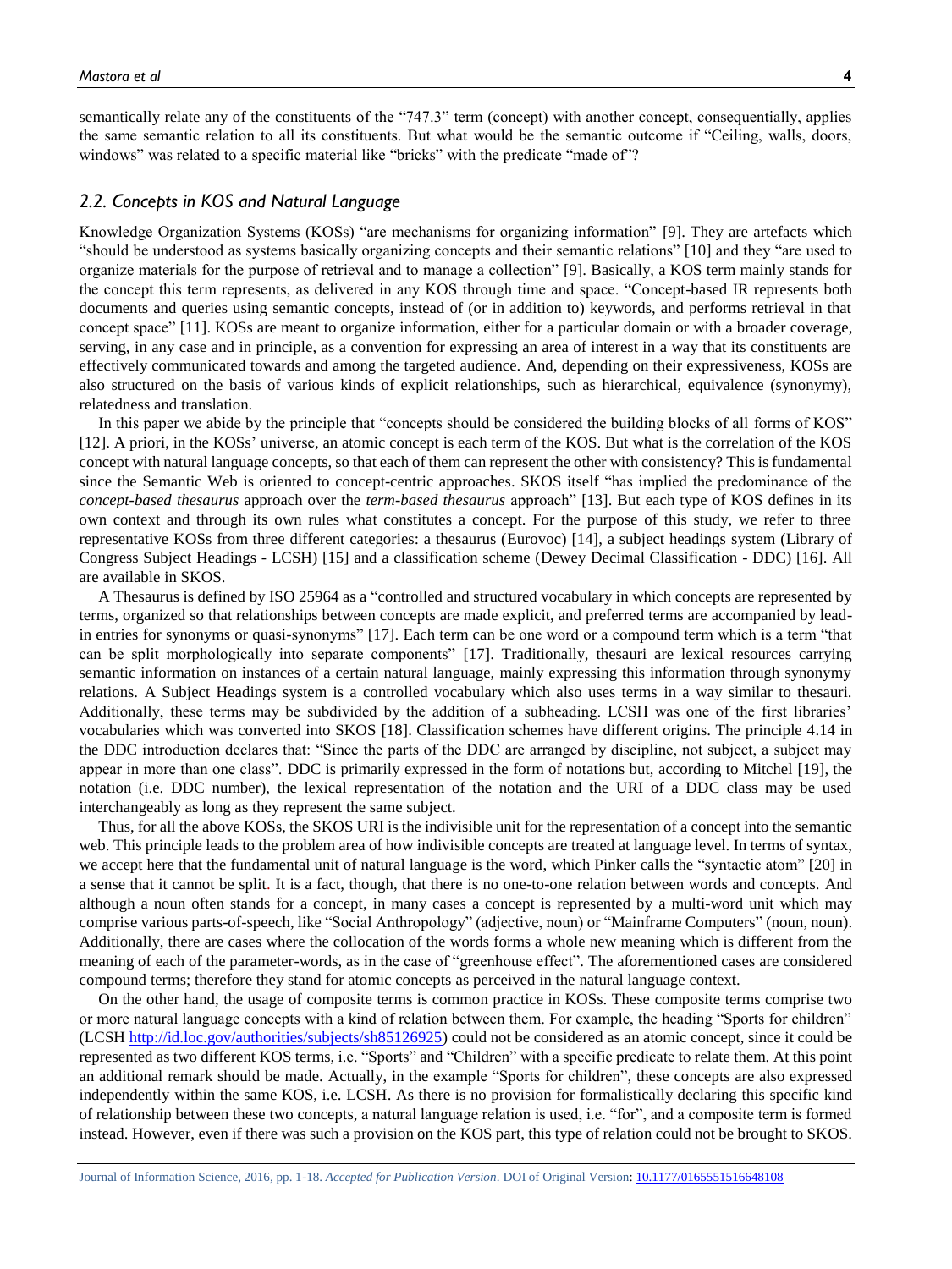semantically relate any of the constituents of the "747.3" term (concept) with another concept, consequentially, applies the same semantic relation to all its constituents. But what would be the semantic outcome if "Ceiling, walls, doors, windows" was related to a specific material like "bricks" with the predicate "made of"?

## *2.2. Concepts in KOS and Natural Language*

Knowledge Organization Systems (KOSs) "are mechanisms for organizing information" [9]. They are artefacts which "should be understood as systems basically organizing concepts and their semantic relations" [10] and they "are used to organize materials for the purpose of retrieval and to manage a collection" [9]. Basically, a KOS term mainly stands for the concept this term represents, as delivered in any KOS through time and space. "Concept-based IR represents both documents and queries using semantic concepts, instead of (or in addition to) keywords, and performs retrieval in that concept space" [11]. KOSs are meant to organize information, either for a particular domain or with a broader coverage, serving, in any case and in principle, as a convention for expressing an area of interest in a way that its constituents are effectively communicated towards and among the targeted audience. And, depending on their expressiveness, KOSs are also structured on the basis of various kinds of explicit relationships, such as hierarchical, equivalence (synonymy), relatedness and translation.

In this paper we abide by the principle that "concepts should be considered the building blocks of all forms of KOS" [12]. A priori, in the KOSs' universe, an atomic concept is each term of the KOS. But what is the correlation of the KOS concept with natural language concepts, so that each of them can represent the other with consistency? This is fundamental since the Semantic Web is oriented to concept-centric approaches. SKOS itself "has implied the predominance of the *concept-based thesaurus* approach over the *term-based thesaurus* approach" [13]. But each type of KOS defines in its own context and through its own rules what constitutes a concept. For the purpose of this study, we refer to three representative KOSs from three different categories: a thesaurus (Eurovoc) [14], a subject headings system (Library of Congress Subject Headings - LCSH) [15] and a classification scheme (Dewey Decimal Classification - DDC) [16]. All are available in SKOS.

A Thesaurus is defined by ISO 25964 as a "controlled and structured vocabulary in which concepts are represented by terms, organized so that relationships between concepts are made explicit, and preferred terms are accompanied by lead-in entries for synonyms or quasi-synonyms" [17]. Each term can be one word or a compound term which is a term "that can be split morphologically into separate components" [17]. Traditionally, thesauri are lexical resources carrying semantic information on instances of a certain natural language, mainly expressing this information through synonymy relations. A Subject Headings system is a controlled vocabulary which also uses terms in a way similar to thesauri. Additionally, these terms may be subdivided by the addition of a subheading. LCSH was one of the first libraries' vocabularies which was converted into SKOS [18]. Classification schemes have different origins. The principle 4.14 in the DDC introduction declares that: "Since the parts of the DDC are arranged by discipline, not subject, a subject may appear in more than one class". DDC is primarily expressed in the form of notations but, according to Mitchel [19], the notation (i.e. DDC number), the lexical representation of the notation and the URI of a DDC class may be used interchangeably as long as they represent the same subject.

Thus, for all the above KOSs, the SKOS URI is the indivisible unit for the representation of a concept into the semantic web. This principle leads to the problem area of how indivisible concepts are treated at language level. In terms of syntax, we accept here that the fundamental unit of natural language is the word, which Pinker calls the "syntactic atom" [20] in a sense that it cannot be split. It is a fact, though, that there is no one-to-one relation between words and concepts. And although a noun often stands for a concept, in many cases a concept is represented by a multi-word unit which may comprise various parts-of-speech, like "Social Anthropology" (adjective, noun) or "Mainframe Computers" (noun, noun). Additionally, there are cases where the collocation of the words forms a whole new meaning which is different from the meaning of each of the parameter-words, as in the case of "greenhouse effect". The aforementioned cases are considered compound terms; therefore they stand for atomic concepts as perceived in the natural language context.

On the other hand, the usage of composite terms is common practice in KOSs. These composite terms comprise two or more natural language concepts with a kind of relation between them. For example, the heading "Sports for children" (LCSH http://id.loc.gov/authorities/subjects/sh85126925) could not be considered as an atomic concept, since it could be represented as two different KOS terms, i.e. "Sports" and "Children" with a specific predicate to relate them. At this point an additional remark should be made. Actually, in the example "Sports for children", these concepts are also expressed independently within the same KOS, i.e. LCSH. As there is no provision for formalistically declaring this specific kind of relationship between these two concepts, a natural language relation is used, i.e. "for", and a composite term is formed instead. However, even if there was such a provision on the KOS part, this type of relation could not be brought to SKOS.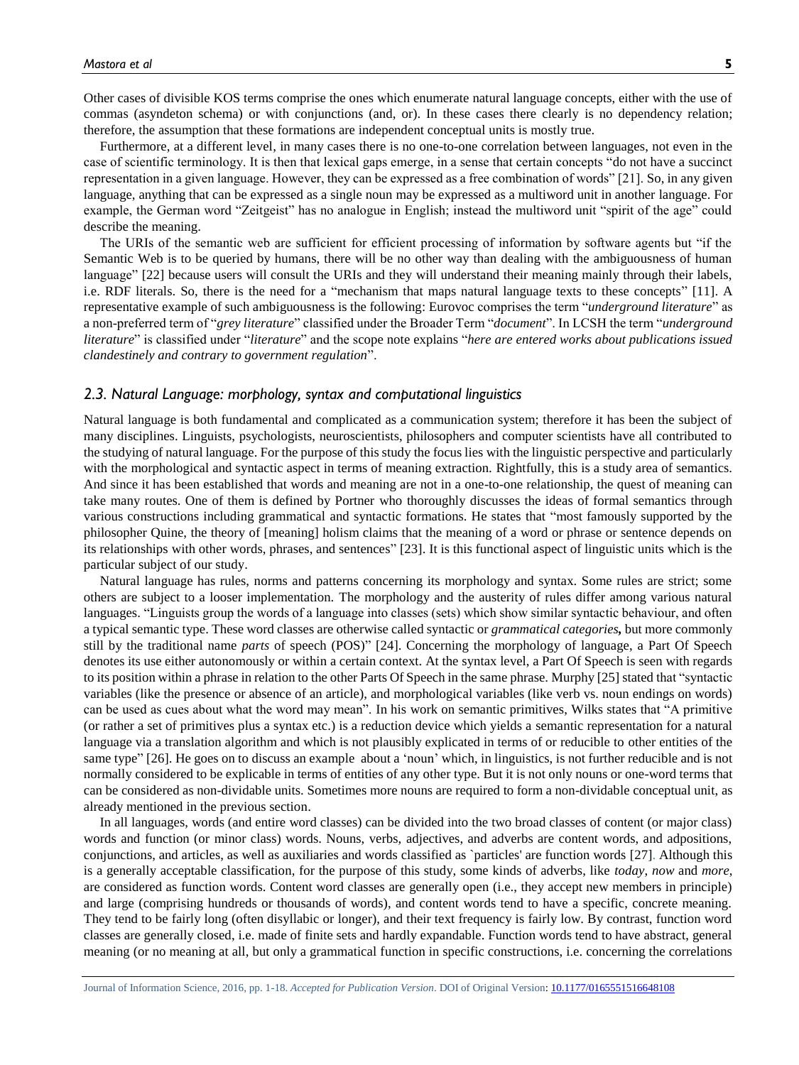Other cases of divisible KOS terms comprise the ones which enumerate natural language concepts, either with the use of commas (asyndeton schema) or with conjunctions (and, or). In these cases there clearly is no dependency relation; therefore, the assumption that these formations are independent conceptual units is mostly true.

Furthermore, at a different level, in many cases there is no one-to-one correlation between languages, not even in the case of scientific terminology. It is then that lexical gaps emerge, in a sense that certain concepts "do not have a succinct representation in a given language. However, they can be expressed as a free combination of words" [21]. So, in any given language, anything that can be expressed as a single noun may be expressed as a multiword unit in another language. For example, the German word "Zeitgeist" has no analogue in English; instead the multiword unit "spirit of the age" could describe the meaning.

The URIs of the semantic web are sufficient for efficient processing of information by software agents but "if the Semantic Web is to be queried by humans, there will be no other way than dealing with the ambiguousness of human language" [22] because users will consult the URIs and they will understand their meaning mainly through their labels, i.e. RDF literals. So, there is the need for a "mechanism that maps natural language texts to these concepts" [11]. A representative example of such ambiguousness is the following: Eurovoc comprises the term "*underground literature*" as a non-preferred term of "*grey literature*" classified under the Broader Term "*document*". In LCSH the term "*underground literature*" is classified under "*literature*" and the scope note explains "*here are entered works about publications issued clandestinely and contrary to government regulation*".

### *2.3. Natural Language: morphology, syntax and computational linguistics*

Natural language is both fundamental and complicated as a communication system; therefore it has been the subject of many disciplines. Linguists, psychologists, neuroscientists, philosophers and computer scientists have all contributed to the studying of natural language. For the purpose of this study the focus lies with the linguistic perspective and particularly with the morphological and syntactic aspect in terms of meaning extraction. Rightfully, this is a study area of semantics. And since it has been established that words and meaning are not in a one-to-one relationship, the quest of meaning can take many routes. One of them is defined by Portner who thoroughly discusses the ideas of formal semantics through various constructions including grammatical and syntactic formations. He states that "most famously supported by the philosopher Quine, the theory of [meaning] holism claims that the meaning of a word or phrase or sentence depends on its relationships with other words, phrases, and sentences" [23]. It is this functional aspect of linguistic units which is the particular subject of our study.

Natural language has rules, norms and patterns concerning its morphology and syntax. Some rules are strict; some others are subject to a looser implementation. The morphology and the austerity of rules differ among various natural languages. "Linguists group the words of a language into classes (sets) which show similar syntactic behaviour, and often a typical semantic type. These word classes are otherwise called syntactic or *grammatical categories***,** but more commonly still by the traditional name *parts* of speech (POS)" [24]. Concerning the morphology of language, a Part Of Speech denotes its use either autonomously or within a certain context. At the syntax level, a Part Of Speech is seen with regards to its position within a phrase in relation to the other Parts Of Speech in the same phrase. Murphy [25] stated that "syntactic variables (like the presence or absence of an article), and morphological variables (like verb vs. noun endings on words) can be used as cues about what the word may mean". In his work on semantic primitives, Wilks states that "A primitive (or rather a set of primitives plus a syntax etc.) is a reduction device which yields a semantic representation for a natural language via a translation algorithm and which is not plausibly explicated in terms of or reducible to other entities of the same type" [26]. He goes on to discuss an example about a 'noun' which, in linguistics, is not further reducible and is not normally considered to be explicable in terms of entities of any other type. But it is not only nouns or one-word terms that can be considered as non-dividable units. Sometimes more nouns are required to form a non-dividable conceptual unit, as already mentioned in the previous section.

In all languages, words (and entire word classes) can be divided into the two broad classes of content (or major class) words and function (or minor class) words. Nouns, verbs, adjectives, and adverbs are content words, and adpositions, conjunctions, and articles, as well as auxiliaries and words classified as `particles' are function words [27]. Although this is a generally acceptable classification, for the purpose of this study, some kinds of adverbs, like *today*, *now* and *more*, are considered as function words. Content word classes are generally open (i.e., they accept new members in principle) and large (comprising hundreds or thousands of words), and content words tend to have a specific, concrete meaning. They tend to be fairly long (often disyllabic or longer), and their text frequency is fairly low. By contrast, function word classes are generally closed, i.e. made of finite sets and hardly expandable. Function words tend to have abstract, general meaning (or no meaning at all, but only a grammatical function in specific constructions, i.e. concerning the correlations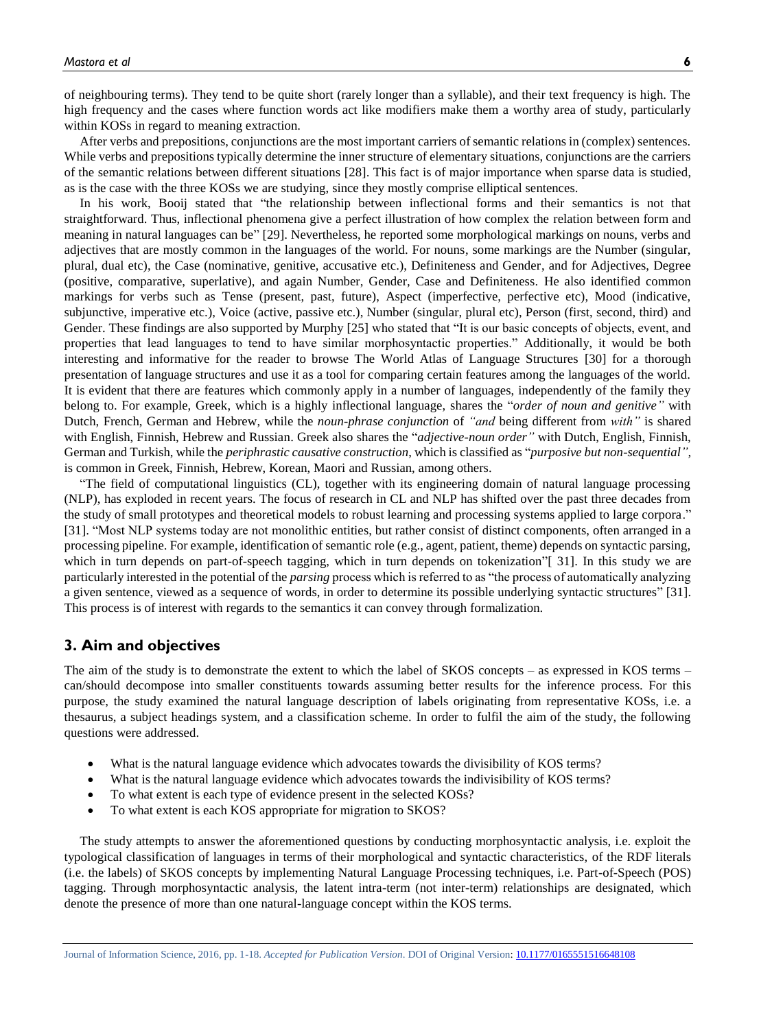of neighbouring terms). They tend to be quite short (rarely longer than a syllable), and their text frequency is high. The high frequency and the cases where function words act like modifiers make them a worthy area of study, particularly within KOSs in regard to meaning extraction.

After verbs and prepositions, conjunctions are the most important carriers of semantic relations in (complex) sentences. While verbs and prepositions typically determine the inner structure of elementary situations, conjunctions are the carriers of the semantic relations between different situations [28]. This fact is of major importance when sparse data is studied, as is the case with the three KOSs we are studying, since they mostly comprise elliptical sentences.

In his work, Booij stated that "the relationship between inflectional forms and their semantics is not that straightforward. Thus, inflectional phenomena give a perfect illustration of how complex the relation between form and meaning in natural languages can be" [29]. Nevertheless, he reported some morphological markings on nouns, verbs and adjectives that are mostly common in the languages of the world. For nouns, some markings are the Number (singular, plural, dual etc), the Case (nominative, genitive, accusative etc.), Definiteness and Gender, and for Adjectives, Degree (positive, comparative, superlative), and again Number, Gender, Case and Definiteness. He also identified common markings for verbs such as Tense (present, past, future), Aspect (imperfective, perfective etc), Mood (indicative, subjunctive, imperative etc.), Voice (active, passive etc.), Number (singular, plural etc), Person (first, second, third) and Gender. These findings are also supported by Murphy [25] who stated that "It is our basic concepts of objects, event, and properties that lead languages to tend to have similar morphosyntactic properties." Additionally, it would be both interesting and informative for the reader to browse The World Atlas of Language Structures [30] for a thorough presentation of language structures and use it as a tool for comparing certain features among the languages of the world. It is evident that there are features which commonly apply in a number of languages, independently of the family they belong to. For example, Greek, which is a highly inflectional language, shares the "*order of noun and genitive"* with Dutch, French, German and Hebrew, while the *noun-phrase conjunction* of *"and* being different from *with"* is shared with English, Finnish, Hebrew and Russian. Greek also shares the "*adjective-noun order"* with Dutch, English, Finnish, German and Turkish, while the *periphrastic causative construction*, which is classified as "*purposive but non-sequential"*, is common in Greek, Finnish, Hebrew, Korean, Maori and Russian, among others.

"The field of computational linguistics (CL), together with its engineering domain of natural language processing (NLP), has exploded in recent years. The focus of research in CL and NLP has shifted over the past three decades from the study of small prototypes and theoretical models to robust learning and processing systems applied to large corpora." [31]. "Most NLP systems today are not monolithic entities, but rather consist of distinct components, often arranged in a processing pipeline. For example, identification of semantic role (e.g., agent, patient, theme) depends on syntactic parsing, which in turn depends on part-of-speech tagging, which in turn depends on tokenization"[ 31]. In this study we are particularly interested in the potential of the *parsing* process which is referred to as "the process of automatically analyzing a given sentence, viewed as a sequence of words, in order to determine its possible underlying syntactic structures" [31]. This process is of interest with regards to the semantics it can convey through formalization.

## 3. Aim and objectives

The aim of the study is to demonstrate the extent to which the label of SKOS concepts – as expressed in KOS terms – can/should decompose into smaller constituents towards assuming better results for the inference process. For this purpose, the study examined the natural language description of labels originating from representative KOSs, i.e. a thesaurus, a subject headings system, and a classification scheme. In order to fulfil the aim of the study, the following questions were addressed.

- What is the natural language evidence which advocates towards the divisibility of KOS terms?
- What is the natural language evidence which advocates towards the indivisibility of KOS terms?
- To what extent is each type of evidence present in the selected KOSs?
- To what extent is each KOS appropriate for migration to SKOS?

The study attempts to answer the aforementioned questions by conducting morphosyntactic analysis, i.e. exploit the typological classification of languages in terms of their morphological and syntactic characteristics, of the RDF literals (i.e. the labels) of SKOS concepts by implementing Natural Language Processing techniques, i.e. Part-of-Speech (POS) tagging. Through morphosyntactic analysis, the latent intra-term (not inter-term) relationships are designated, which denote the presence of more than one natural-language concept within the KOS terms.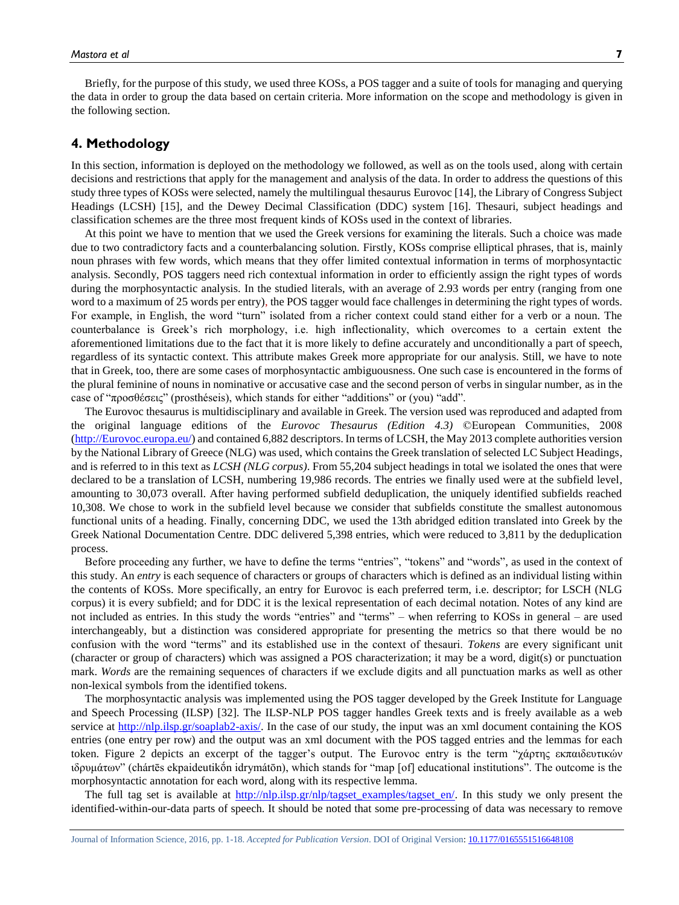Briefly, for the purpose of this study, we used three KOSs, a POS tagger and a suite of tools for managing and querying the data in order to group the data based on certain criteria. More information on the scope and methodology is given in the following section.

## 4. Methodology

In this section, information is deployed on the methodology we followed, as well as on the tools used, along with certain decisions and restrictions that apply for the management and analysis of the data. In order to address the questions of this study three types of KOSs were selected, namely the multilingual thesaurus Eurovoc [14], the Library of Congress Subject Headings (LCSH) [15], and the Dewey Decimal Classification (DDC) system [16]. Thesauri, subject headings and classification schemes are the three most frequent kinds of KOSs used in the context of libraries.

At this point we have to mention that we used the Greek versions for examining the literals. Such a choice was made due to two contradictory facts and a counterbalancing solution. Firstly, KOSs comprise elliptical phrases, that is, mainly noun phrases with few words, which means that they offer limited contextual information in terms of morphosyntactic analysis. Secondly, POS taggers need rich contextual information in order to efficiently assign the right types of words during the morphosyntactic analysis. In the studied literals, with an average of 2.93 words per entry (ranging from one word to a maximum of 25 words per entry), the POS tagger would face challenges in determining the right types of words. For example, in English, the word "turn" isolated from a richer context could stand either for a verb or a noun. The counterbalance is Greek's rich morphology, i.e. high inflectionality, which overcomes to a certain extent the aforementioned limitations due to the fact that it is more likely to define accurately and unconditionally a part of speech, regardless of its syntactic context. This attribute makes Greek more appropriate for our analysis. Still, we have to note that in Greek, too, there are some cases of morphosyntactic ambiguousness. One such case is encountered in the forms of the plural feminine of nouns in nominative or accusative case and the second person of verbs in singular number, as in the case of "προσθέσεις" (prosthéseis), which stands for either "additions" or (you) "add".

The Eurovoc thesaurus is multidisciplinary and available in Greek. The version used was reproduced and adapted from the original language editions of the *Eurovoc Thesaurus (Edition 4.3)* ©European Communities, 2008 (http://Eurovoc.europa.eu/) and contained 6,882 descriptors. In terms of LCSH, the May 2013 complete authorities version by the National Library of Greece (NLG) was used, which contains the Greek translation of selected LC Subject Headings, and is referred to in this text as *LCSH (NLG corpus)*. From 55,204 subject headings in total we isolated the ones that were declared to be a translation of LCSH, numbering 19,986 records. The entries we finally used were at the subfield level, amounting to 30,073 overall. After having performed subfield deduplication, the uniquely identified subfields reached 10,308. We chose to work in the subfield level because we consider that subfields constitute the smallest autonomous functional units of a heading. Finally, concerning DDC, we used the 13th abridged edition translated into Greek by the Greek National Documentation Centre. DDC delivered 5,398 entries, which were reduced to 3,811 by the deduplication process.

Before proceeding any further, we have to define the terms "entries", "tokens" and "words", as used in the context of this study. An *entry* is each sequence of characters or groups of characters which is defined as an individual listing within the contents of KOSs. More specifically, an entry for Eurovoc is each preferred term, i.e. descriptor; for LSCH (NLG corpus) it is every subfield; and for DDC it is the lexical representation of each decimal notation. Notes of any kind are not included as entries. In this study the words "entries" and "terms" – when referring to KOSs in general – are used interchangeably, but a distinction was considered appropriate for presenting the metrics so that there would be no confusion with the word "terms" and its established use in the context of thesauri. *Tokens* are every significant unit (character or group of characters) which was assigned a POS characterization; it may be a word, digit(s) or punctuation mark. *Words* are the remaining sequences of characters if we exclude digits and all punctuation marks as well as other non-lexical symbols from the identified tokens.

The morphosyntactic analysis was implemented using the POS tagger developed by the Greek Institute for Language and Speech Processing (ILSP) [32]. The ILSP-NLP POS tagger handles Greek texts and is freely available as a web service at http://nlp.ilsp.gr/soaplab2-axis/. In the case of our study, the input was an xml document containing the KOS entries (one entry per row) and the output was an xml document with the POS tagged entries and the lemmas for each token. Figure 2 depicts an excerpt of the tagger's output. The Eurovoc entry is the term "χάρτης εκπαιδευτικών ιδρυμάτων" (chártēs ekpaideutikṓn idrymátōn), which stands for "map [of] educational institutions". The outcome is the morphosyntactic annotation for each word, along with its respective lemma.

The full tag set is available at http://nlp.ilsp.gr/nlp/tagset_examples/tagset_en/. In this study we only present the identified-within-our-data parts of speech. It should be noted that some pre-processing of data was necessary to remove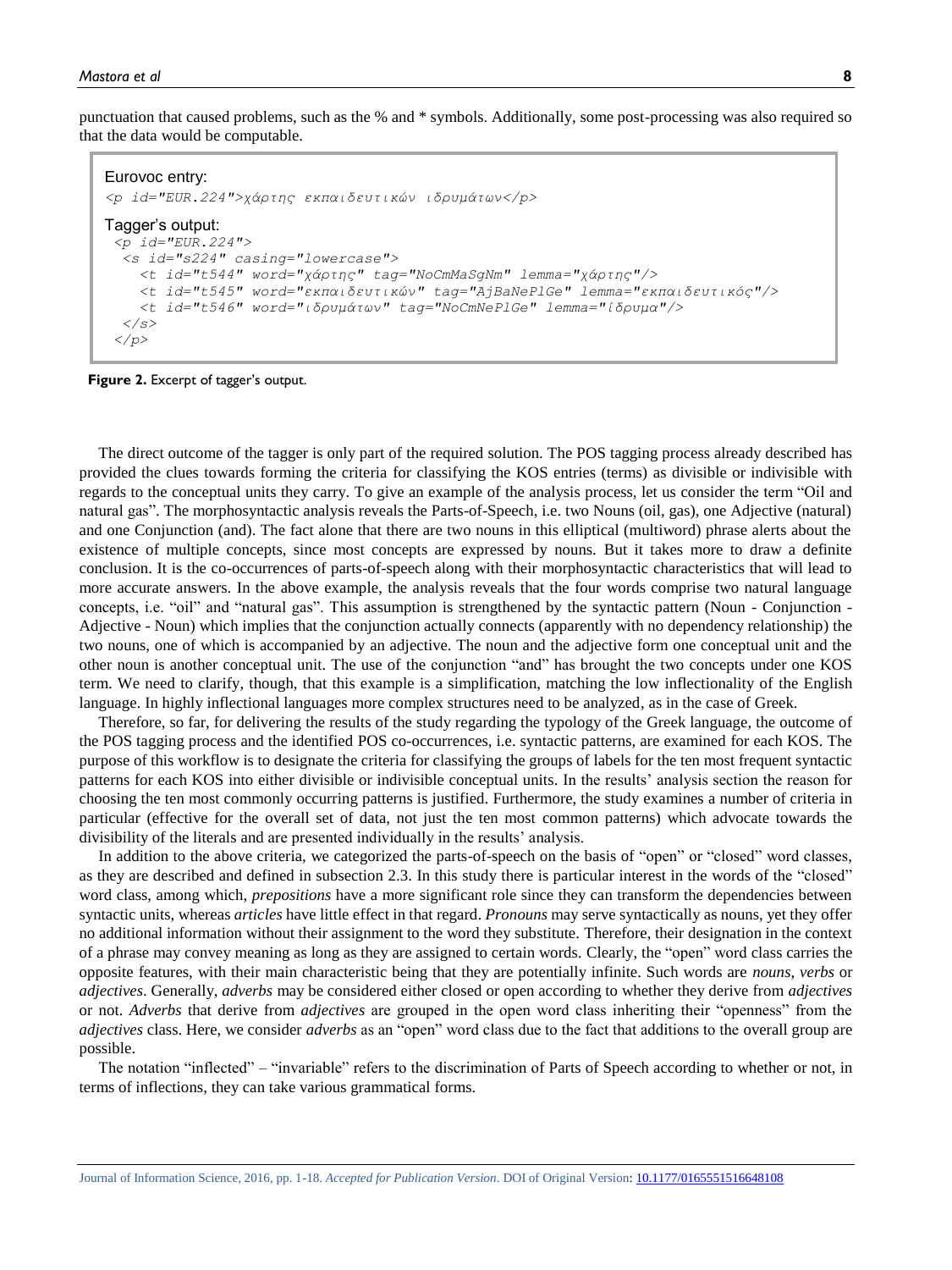punctuation that caused problems, such as the % and * symbols. Additionally, some post-processing was also required so that the data would be computable.

```
Eurovoc entry:
<p id="EUR.224">χάρτης εκπαιδευτικών ιδρυμάτων</p>

Tagger's output:
 <p id="EUR.224">
  <s id="s224" casing="lowercase">
    <t id="t544" word="χάρτης" tag="NoCmMaSgNm" lemma="χάρτης"/>
    <t id="t545" word="εκπαιδευτικών" tag="AjBaNePlGe" lemma="εκπαιδευτικός"/>
    <t id="t546" word="ιδρυμάτων" tag="NoCmNePlGe" lemma="ίδρυμα"/>
  </s>
 </p>
```

**Figure 2.** Excerpt of tagger's output.

The direct outcome of the tagger is only part of the required solution. The POS tagging process already described has provided the clues towards forming the criteria for classifying the KOS entries (terms) as divisible or indivisible with regards to the conceptual units they carry. To give an example of the analysis process, let us consider the term "Oil and natural gas". The morphosyntactic analysis reveals the Parts-of-Speech, i.e. two Nouns (oil, gas), one Adjective (natural) and one Conjunction (and). The fact alone that there are two nouns in this elliptical (multiword) phrase alerts about the existence of multiple concepts, since most concepts are expressed by nouns. But it takes more to draw a definite conclusion. It is the co-occurrences of parts-of-speech along with their morphosyntactic characteristics that will lead to more accurate answers. In the above example, the analysis reveals that the four words comprise two natural language concepts, i.e. "oil" and "natural gas". This assumption is strengthened by the syntactic pattern (Noun - Conjunction - Adjective - Noun) which implies that the conjunction actually connects (apparently with no dependency relationship) the two nouns, one of which is accompanied by an adjective. The noun and the adjective form one conceptual unit and the other noun is another conceptual unit. The use of the conjunction "and" has brought the two concepts under one KOS term. We need to clarify, though, that this example is a simplification, matching the low inflectionality of the English language. In highly inflectional languages more complex structures need to be analyzed, as in the case of Greek.

Therefore, so far, for delivering the results of the study regarding the typology of the Greek language, the outcome of the POS tagging process and the identified POS co-occurrences, i.e. syntactic patterns, are examined for each KOS. The purpose of this workflow is to designate the criteria for classifying the groups of labels for the ten most frequent syntactic patterns for each KOS into either divisible or indivisible conceptual units. In the results' analysis section the reason for choosing the ten most commonly occurring patterns is justified. Furthermore, the study examines a number of criteria in particular (effective for the overall set of data, not just the ten most common patterns) which advocate towards the divisibility of the literals and are presented individually in the results' analysis.

In addition to the above criteria, we categorized the parts-of-speech on the basis of "open" or "closed" word classes, as they are described and defined in subsection 2.3. In this study there is particular interest in the words of the "closed" word class, among which, *prepositions* have a more significant role since they can transform the dependencies between syntactic units, whereas *articles* have little effect in that regard. *Pronouns* may serve syntactically as nouns, yet they offer no additional information without their assignment to the word they substitute. Therefore, their designation in the context of a phrase may convey meaning as long as they are assigned to certain words. Clearly, the "open" word class carries the opposite features, with their main characteristic being that they are potentially infinite. Such words are *nouns*, *verbs* or *adjectives*. Generally, *adverbs* may be considered either closed or open according to whether they derive from *adjectives* or not. *Adverbs* that derive from *adjectives* are grouped in the open word class inheriting their "openness" from the *adjectives* class. Here, we consider *adverbs* as an "open" word class due to the fact that additions to the overall group are possible.

The notation "inflected" – "invariable" refers to the discrimination of Parts of Speech according to whether or not, in terms of inflections, they can take various grammatical forms.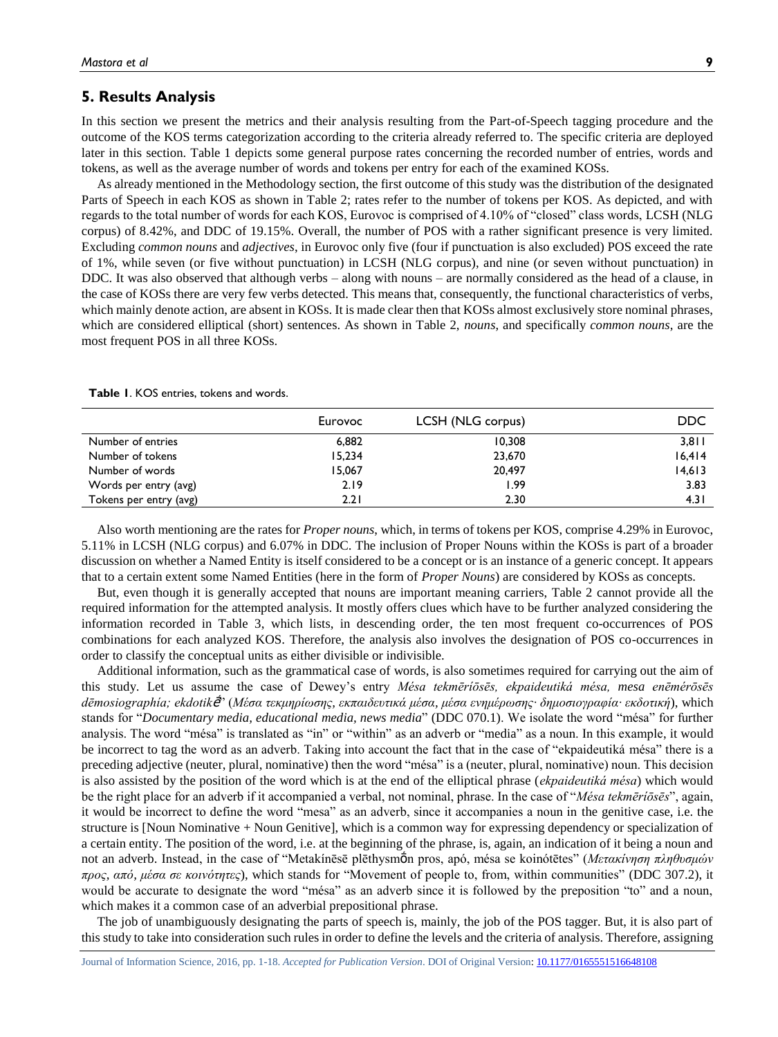## 5. Results Analysis

In this section we present the metrics and their analysis resulting from the Part-of-Speech tagging procedure and the outcome of the KOS terms categorization according to the criteria already referred to. The specific criteria are deployed later in this section. Table 1 depicts some general purpose rates concerning the recorded number of entries, words and tokens, as well as the average number of words and tokens per entry for each of the examined KOSs.

As already mentioned in the Methodology section, the first outcome of this study was the distribution of the designated Parts of Speech in each KOS as shown in Table 2; rates refer to the number of tokens per KOS. As depicted, and with regards to the total number of words for each KOS, Eurovoc is comprised of 4.10% of "closed" class words, LCSH (NLG corpus) of 8.42%, and DDC of 19.15%. Overall, the number of POS with a rather significant presence is very limited. Excluding *common nouns* and *adjectives*, in Eurovoc only five (four if punctuation is also excluded) POS exceed the rate of 1%, while seven (or five without punctuation) in LCSH (NLG corpus), and nine (or seven without punctuation) in DDC. It was also observed that although verbs – along with nouns – are normally considered as the head of a clause, in the case of KOSs there are very few verbs detected. This means that, consequently, the functional characteristics of verbs, which mainly denote action, are absent in KOSs. It is made clear then that KOSs almost exclusively store nominal phrases, which are considered elliptical (short) sentences. As shown in Table 2, *nouns*, and specifically *common nouns*, are the most frequent POS in all three KOSs.

**Table 1**. KOS entries, tokens and words.

| | Eurovoc | LCSH (NLG corpus) | DDC |
|---|---|---|---|
| Number of entries | 6,882 | 10,308 | 3,811 |
| Number of tokens | 15,234 | 23,670 | 16,414 |
| Number of words | 15,067 | 20,497 | 14,613 |
| Words per entry (avg) | 2.19 | 1.99 | 3.83 |
| Tokens per entry (avg) | 2.21 | 2.30 | 4.31 |

Also worth mentioning are the rates for *Proper nouns*, which, in terms of tokens per KOS, comprise 4.29% in Eurovoc, 5.11% in LCSH (NLG corpus) and 6.07% in DDC. The inclusion of Proper Nouns within the KOSs is part of a broader discussion on whether a Named Entity is itself considered to be a concept or is an instance of a generic concept. It appears that to a certain extent some Named Entities (here in the form of *Proper Nouns*) are considered by KOSs as concepts.

But, even though it is generally accepted that nouns are important meaning carriers, Table 2 cannot provide all the required information for the attempted analysis. It mostly offers clues which have to be further analyzed considering the information recorded in Table 3, which lists, in descending order, the ten most frequent co-occurrences of POS combinations for each analyzed KOS. Therefore, the analysis also involves the designation of POS co-occurrences in order to classify the conceptual units as either divisible or indivisible.

Additional information, such as the grammatical case of words, is also sometimes required for carrying out the aim of this study. Let us assume the case of Dewey's entry *Mésa tekmēríōsēs, ekpaideutiká mésa, mesa enēmérōsēs dēmosiographía; ekdotikḗ*" (*Μέσα τεκμηρίωσης, εκπαιδευτικά μέσα, μέσα ενημέρωσης· δημοσιογραφία· εκδοτική*), which stands for "*Documentary media, educational media, news media*" (DDC 070.1). We isolate the word "mésa" for further analysis. The word "mésa" is translated as "in" or "within" as an adverb or "media" as a noun. In this example, it would be incorrect to tag the word as an adverb. Taking into account the fact that in the case of "ekpaideutiká mésa" there is a preceding adjective (neuter, plural, nominative) then the word "mésa" is a (neuter, plural, nominative) noun. This decision is also assisted by the position of the word which is at the end of the elliptical phrase (*ekpaideutiká mésa*) which would be the right place for an adverb if it accompanied a verbal, not nominal, phrase. In the case of "*Mésa tekmēríōsēs*", again, it would be incorrect to define the word "mesa" as an adverb, since it accompanies a noun in the genitive case, i.e. the structure is [Noun Nominative + Noun Genitive], which is a common way for expressing dependency or specialization of a certain entity. The position of the word, i.e. at the beginning of the phrase, is, again, an indication of it being a noun and not an adverb. Instead, in the case of "Metakínēsē plēthysmṓn pros, apó, mésa se koinótētes" (*Μετακίνηση πληθυσμών προς, από, μέσα σε κοινότητες*), which stands for "Movement of people to, from, within communities" (DDC 307.2), it would be accurate to designate the word "mésa" as an adverb since it is followed by the preposition "to" and a noun, which makes it a common case of an adverbial prepositional phrase.

The job of unambiguously designating the parts of speech is, mainly, the job of the POS tagger. But, it is also part of this study to take into consideration such rules in order to define the levels and the criteria of analysis. Therefore, assigning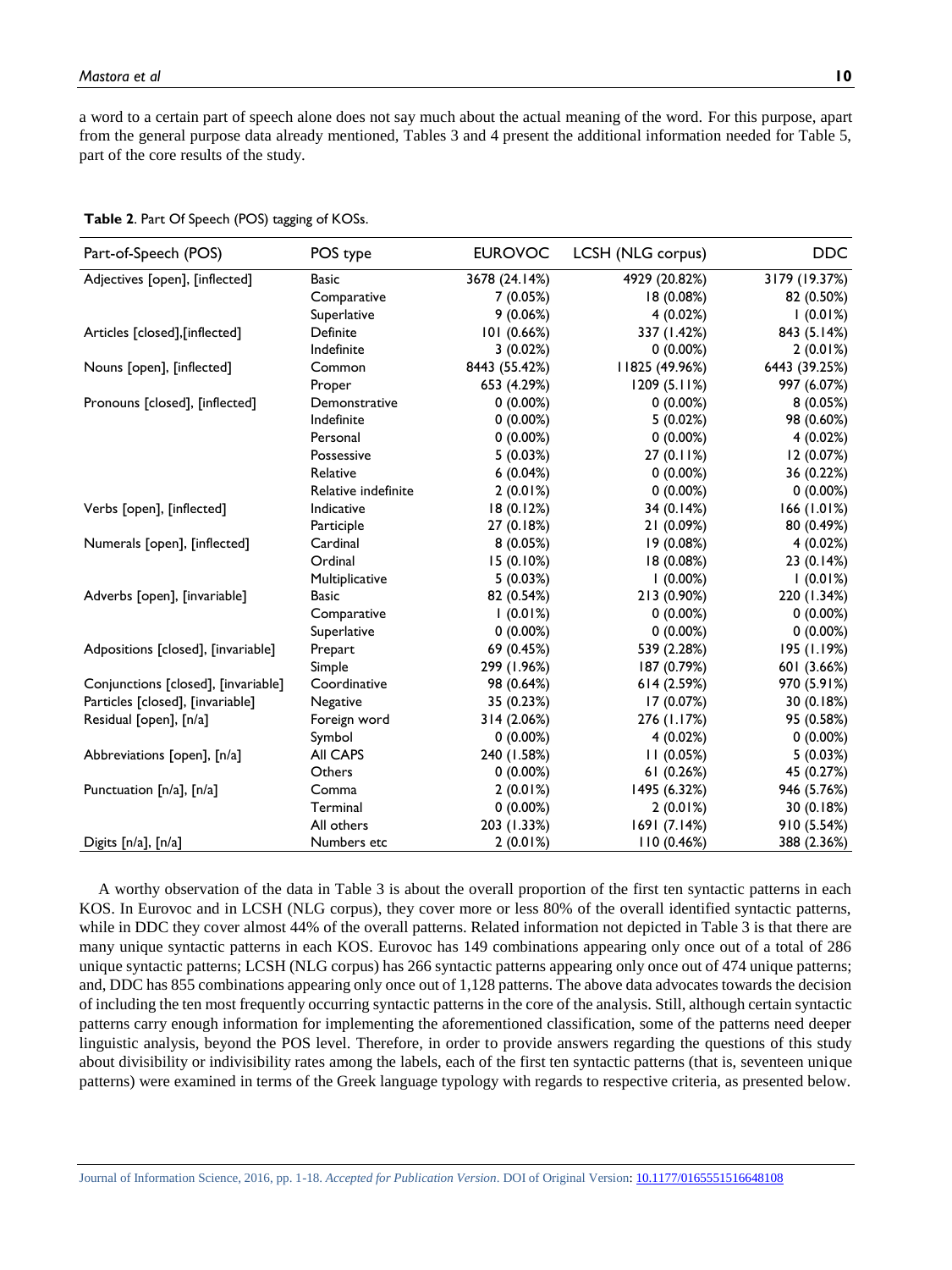a word to a certain part of speech alone does not say much about the actual meaning of the word. For this purpose, apart from the general purpose data already mentioned, Tables 3 and 4 present the additional information needed for Table 5, part of the core results of the study.

**Table 2**. Part Of Speech (POS) tagging of KOSs.

| Part-of-Speech (POS) | POS type | EUROVOC | LCSH (NLG corpus) | DDC |
|---|---|---|---|---|
| Adjectives [open], [inflected] | Basic | 3678 (24.14%) | 4929 (20.82%) | 3179 (19.37%) |
| | Comparative | 7 (0.05%) | 18 (0.08%) | 82 (0.50%) |
| | Superlative | 9 (0.06%) | 4 (0.02%) | 1 (0.01%) |
| Articles [closed],[inflected] | Definite | 101 (0.66%) | 337 (1.42%) | 843 (5.14%) |
| | Indefinite | 3 (0.02%) | 0 (0.00%) | 2 (0.01%) |
| Nouns [open], [inflected] | Common | 8443 (55.42%) | 11825 (49.96%) | 6443 (39.25%) |
| | Proper | 653 (4.29%) | 1209 (5.11%) | 997 (6.07%) |
| Pronouns [closed], [inflected] | Demonstrative | 0 (0.00%) | 0 (0.00%) | 8 (0.05%) |
| | Indefinite | 0 (0.00%) | 5 (0.02%) | 98 (0.60%) |
| | Personal | 0 (0.00%) | 0 (0.00%) | 4 (0.02%) |
| | Possessive | 5 (0.03%) | 27 (0.11%) | 12 (0.07%) |
| | Relative | 6 (0.04%) | 0 (0.00%) | 36 (0.22%) |
| | Relative indefinite | 2 (0.01%) | 0 (0.00%) | 0 (0.00%) |
| Verbs [open], [inflected] | Indicative | 18 (0.12%) | 34 (0.14%) | 166 (1.01%) |
| | Participle | 27 (0.18%) | 21 (0.09%) | 80 (0.49%) |
| Numerals [open], [inflected] | Cardinal | 8 (0.05%) | 19 (0.08%) | 4 (0.02%) |
| | Ordinal | 15 (0.10%) | 18 (0.08%) | 23 (0.14%) |
| | Multiplicative | 5 (0.03%) | 1 (0.00%) | 1 (0.01%) |
| Adverbs [open], [invariable] | Basic | 82 (0.54%) | 213 (0.90%) | 220 (1.34%) |
| | Comparative | 1 (0.01%) | 0 (0.00%) | 0 (0.00%) |
| | Superlative | 0 (0.00%) | 0 (0.00%) | 0 (0.00%) |
| Adpositions [closed], [invariable] | Prepart | 69 (0.45%) | 539 (2.28%) | 195 (1.19%) |
| | Simple | 299 (1.96%) | 187 (0.79%) | 601 (3.66%) |
| Conjunctions [closed], [invariable] | Coordinative | 98 (0.64%) | 614 (2.59%) | 970 (5.91%) |
| Particles [closed], [invariable] | Negative | 35 (0.23%) | 17 (0.07%) | 30 (0.18%) |
| Residual [open], [n/a] | Foreign word | 314 (2.06%) | 276 (1.17%) | 95 (0.58%) |
| | Symbol | 0 (0.00%) | 4 (0.02%) | 0 (0.00%) |
| Abbreviations [open], [n/a] | All CAPS | 240 (1.58%) | 11 (0.05%) | 5 (0.03%) |
| | Others | 0 (0.00%) | 61 (0.26%) | 45 (0.27%) |
| Punctuation [n/a], [n/a] | Comma | 2 (0.01%) | 1495 (6.32%) | 946 (5.76%) |
| | Terminal | 0 (0.00%) | 2 (0.01%) | 30 (0.18%) |
| | All others | 203 (1.33%) | 1691 (7.14%) | 910 (5.54%) |
| Digits [n/a], [n/a] | Numbers etc | 2 (0.01%) | 110 (0.46%) | 388 (2.36%) |

A worthy observation of the data in Table 3 is about the overall proportion of the first ten syntactic patterns in each KOS. In Eurovoc and in LCSH (NLG corpus), they cover more or less 80% of the overall identified syntactic patterns, while in DDC they cover almost 44% of the overall patterns. Related information not depicted in Table 3 is that there are many unique syntactic patterns in each KOS. Eurovoc has 149 combinations appearing only once out of a total of 286 unique syntactic patterns; LCSH (NLG corpus) has 266 syntactic patterns appearing only once out of 474 unique patterns; and, DDC has 855 combinations appearing only once out of 1,128 patterns. The above data advocates towards the decision of including the ten most frequently occurring syntactic patterns in the core of the analysis. Still, although certain syntactic patterns carry enough information for implementing the aforementioned classification, some of the patterns need deeper linguistic analysis, beyond the POS level. Therefore, in order to provide answers regarding the questions of this study about divisibility or indivisibility rates among the labels, each of the first ten syntactic patterns (that is, seventeen unique patterns) were examined in terms of the Greek language typology with regards to respective criteria, as presented below.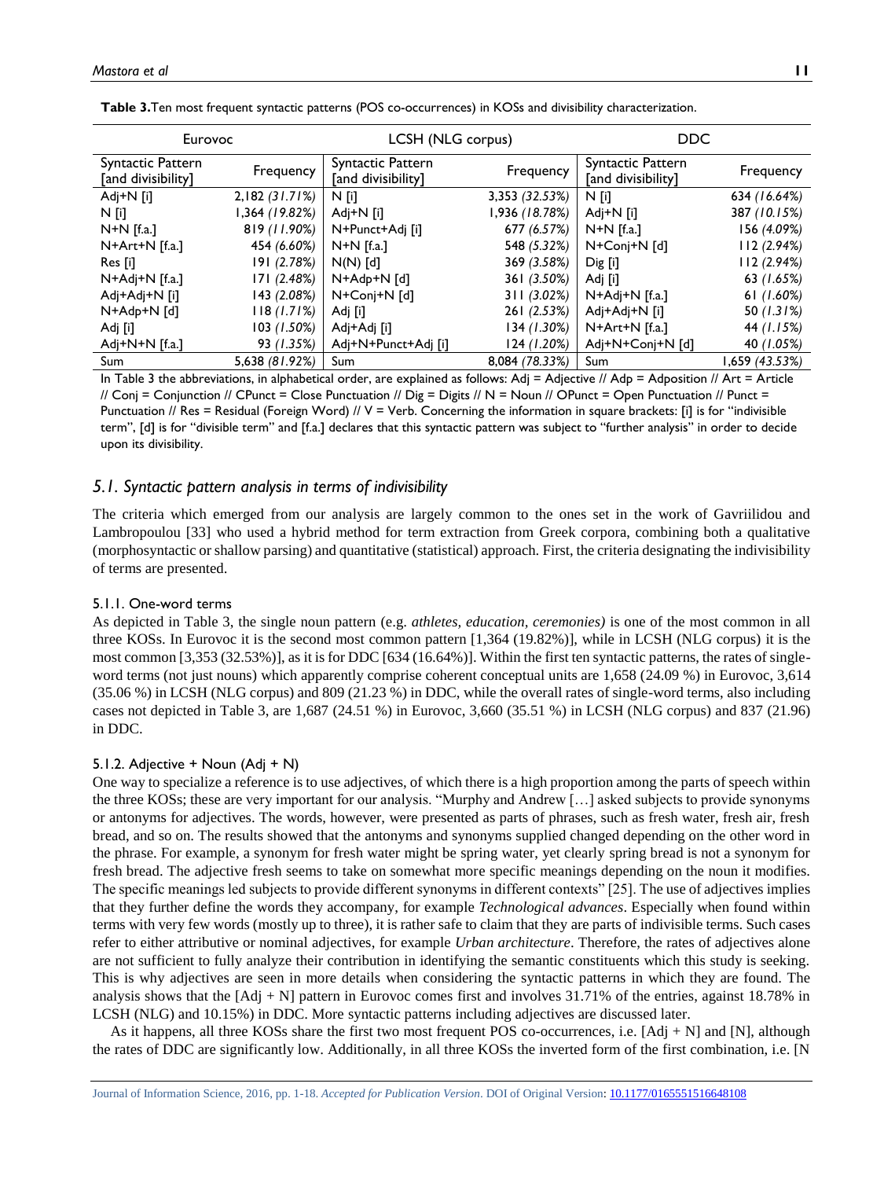**Table 3.** Ten most frequent syntactic patterns (POS co-occurrences) in KOSs and divisibility characterization.

| Eurovoc | | LCSH (NLG corpus) | | DDC | |
|---|---|---|---|---|---|
| Syntactic Pattern [and divisibility] | Frequency | Syntactic Pattern [and divisibility] | Frequency | Syntactic Pattern [and divisibility] | Frequency |
| Adj+N [i] | 2,182 *(31.71%)* | N [i] | 3,353 *(32.53%)* | N [i] | 634 *(16.64%)* |
| N [i] | 1,364 *(19.82%)* | Adj+N [i] | 1,936 *(18.78%)* | Adj+N [i] | 387 *(10.15%)* |
| N+N [f.a.] | 819 *(11.90%)* | N+Punct+Adj [i] | 677 *(6.57%)* | N+N [f.a.] | 156 *(4.09%)* |
| N+Art+N [f.a.] | 454 *(6.60%)* | N+N [f.a.] | 548 *(5.32%)* | N+Conj+N [d] | 112 *(2.94%)* |
| Res [i] | 191 *(2.78%)* | N(N) [d] | 369 *(3.58%)* | Dig [i] | 112 *(2.94%)* |
| N+Adj+N [f.a.] | 171 *(2.48%)* | N+Adp+N [d] | 361 *(3.50%)* | Adj [i] | 63 *(1.65%)* |
| Adj+Adj+N [i] | 143 *(2.08%)* | N+Conj+N [d] | 311 *(3.02%)* | N+Adj+N [f.a.] | 61 *(1.60%)* |
| N+Adp+N [d] | 118 *(1.71%)* | Adj [i] | 261 *(2.53%)* | Adj+Adj+N [i] | 50 *(1.31%)* |
| Adj [i] | 103 *(1.50%)* | Adj+Adj [i] | 134 *(1.30%)* | N+Art+N [f.a.] | 44 *(1.15%)* |
| Adj+N+N [f.a.] | 93 *(1.35%)* | Adj+N+Punct+Adj [i] | 124 *(1.20%)* | Adj+N+Conj+N [d] | 40 *(1.05%)* |
| Sum | 5,638 *(81.92%)* | Sum | 8,084 *(78.33%)* | Sum | 1,659 *(43.53%)* |

In Table 3 the abbreviations, in alphabetical order, are explained as follows: Adj = Adjective // Adp = Adposition // Art = Article // Conj = Conjunction // CPunct = Close Punctuation // Dig = Digits // N = Noun // OPunct = Open Punctuation // Punct = Punctuation // Res = Residual (Foreign Word) // V = Verb. Concerning the information in square brackets: [i] is for "indivisible term", [d] is for "divisible term" and [f.a.] declares that this syntactic pattern was subject to "further analysis" in order to decide upon its divisibility.

### *5.1. Syntactic pattern analysis in terms of indivisibility*

The criteria which emerged from our analysis are largely common to the ones set in the work of Gavriilidou and Lambropoulou [33] who used a hybrid method for term extraction from Greek corpora, combining both a qualitative (morphosyntactic or shallow parsing) and quantitative (statistical) approach. First, the criteria designating the indivisibility of terms are presented.

#### 5.1.1. One-word terms

As depicted in Table 3, the single noun pattern (e.g. *athletes, education, ceremonies)* is one of the most common in all three KOSs. In Eurovoc it is the second most common pattern [1,364 (19.82%)], while in LCSH (NLG corpus) it is the most common [3,353 (32.53%)], as it is for DDC [634 (16.64%)]. Within the first ten syntactic patterns, the rates of single-word terms (not just nouns) which apparently comprise coherent conceptual units are 1,658 (24.09 %) in Eurovoc, 3,614 (35.06 %) in LCSH (NLG corpus) and 809 (21.23 %) in DDC, while the overall rates of single-word terms, also including cases not depicted in Table 3, are 1,687 (24.51 %) in Eurovoc, 3,660 (35.51 %) in LCSH (NLG corpus) and 837 (21.96) in DDC.

#### 5.1.2. Adjective + Noun (Adj + N)

One way to specialize a reference is to use adjectives, of which there is a high proportion among the parts of speech within the three KOSs; these are very important for our analysis. "Murphy and Andrew […] asked subjects to provide synonyms or antonyms for adjectives. The words, however, were presented as parts of phrases, such as fresh water, fresh air, fresh bread, and so on. The results showed that the antonyms and synonyms supplied changed depending on the other word in the phrase. For example, a synonym for fresh water might be spring water, yet clearly spring bread is not a synonym for fresh bread. The adjective fresh seems to take on somewhat more specific meanings depending on the noun it modifies. The specific meanings led subjects to provide different synonyms in different contexts" [25]. The use of adjectives implies that they further define the words they accompany, for example *Technological advances*. Especially when found within terms with very few words (mostly up to three), it is rather safe to claim that they are parts of indivisible terms. Such cases refer to either attributive or nominal adjectives, for example *Urban architecture*. Therefore, the rates of adjectives alone are not sufficient to fully analyze their contribution in identifying the semantic constituents which this study is seeking. This is why adjectives are seen in more details when considering the syntactic patterns in which they are found. The analysis shows that the [Adj + N] pattern in Eurovoc comes first and involves 31.71% of the entries, against 18.78% in LCSH (NLG) and 10.15% in DDC. More syntactic patterns including adjectives are discussed later.

As it happens, all three KOSs share the first two most frequent POS co-occurrences, i.e. [Adj + N] and [N], although the rates of DDC are significantly low. Additionally, in all three KOSs the inverted form of the first combination, i.e. [N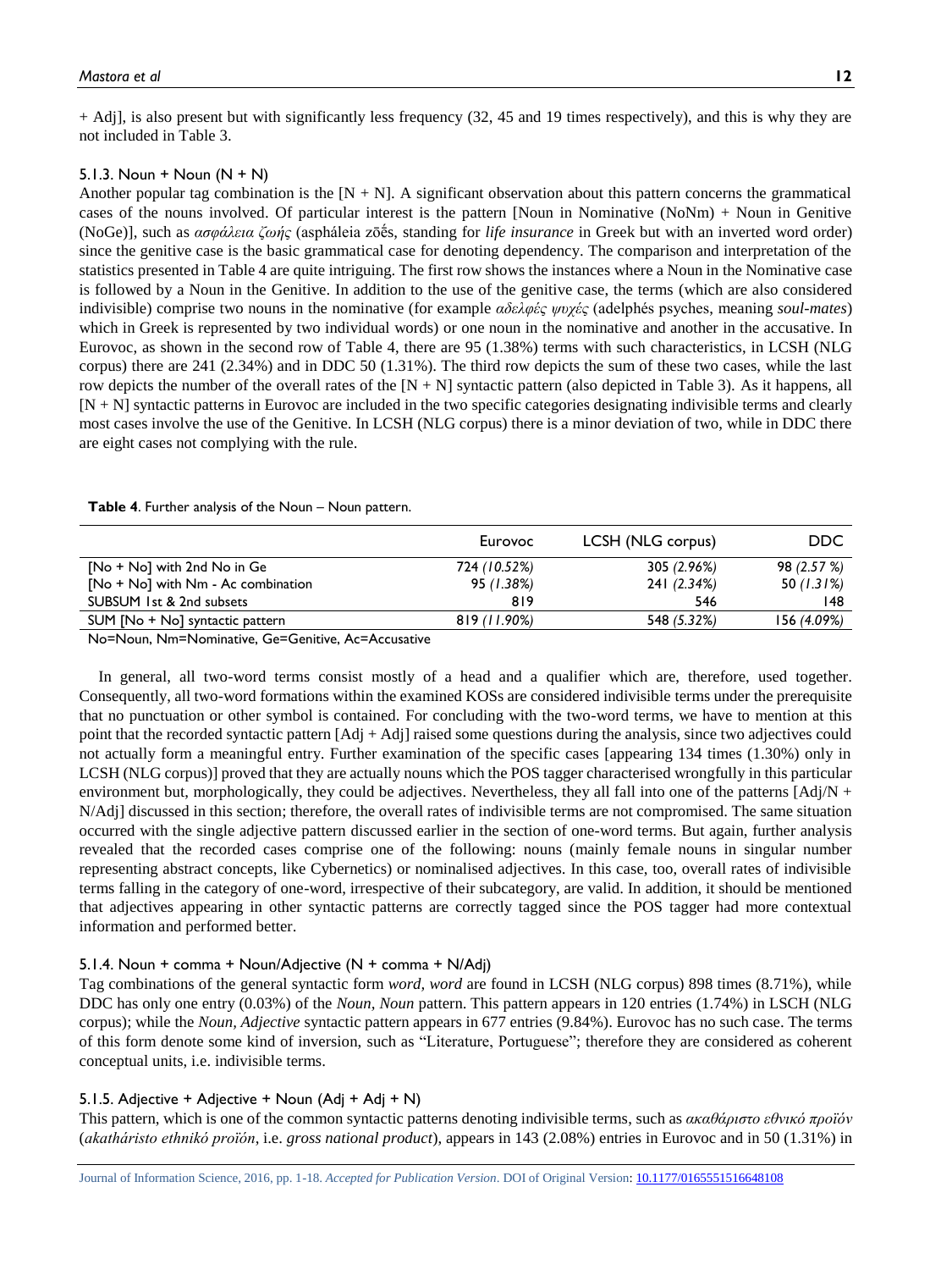+ Adj], is also present but with significantly less frequency (32, 45 and 19 times respectively), and this is why they are not included in Table 3.

### 5.1.3. Noun + Noun (N + N)

Another popular tag combination is the [N + N]. A significant observation about this pattern concerns the grammatical cases of the nouns involved. Of particular interest is the pattern [Noun in Nominative (NoNm) + Noun in Genitive (NoGe)], such as *ασφάλεια ζωής* (aspháleia zōḗs, standing for *life insurance* in Greek but with an inverted word order) since the genitive case is the basic grammatical case for denoting dependency. The comparison and interpretation of the statistics presented in Table 4 are quite intriguing. The first row shows the instances where a Noun in the Nominative case is followed by a Noun in the Genitive. In addition to the use of the genitive case, the terms (which are also considered indivisible) comprise two nouns in the nominative (for example *αδελφές ψυχές* (adelphés psyches, meaning *soul-mates*) which in Greek is represented by two individual words) or one noun in the nominative and another in the accusative. In Eurovoc, as shown in the second row of Table 4, there are 95 (1.38%) terms with such characteristics, in LCSH (NLG corpus) there are 241 (2.34%) and in DDC 50 (1.31%). The third row depicts the sum of these two cases, while the last row depicts the number of the overall rates of the [N + N] syntactic pattern (also depicted in Table 3). As it happens, all [N + N] syntactic patterns in Eurovoc are included in the two specific categories designating indivisible terms and clearly most cases involve the use of the Genitive. In LCSH (NLG corpus) there is a minor deviation of two, while in DDC there are eight cases not complying with the rule.

**Table 4**. Further analysis of the Noun – Noun pattern.

| | Eurovoc | LCSH (NLG corpus) | DDC |
|---|---|---|---|
| [No + No] with 2nd No in Ge | 724 *(10.52%)* | 305 *(2.96%)* | 98 *(2.57 %)* |
| [No + No] with Nm - Ac combination | 95 *(1.38%)* | 241 *(2.34%)* | 50 *(1.31%)* |
| SUBSUM 1st & 2nd subsets | 819 | 546 | 148 |
| SUM [No + No] syntactic pattern | 819 *(11.90%)* | 548 *(5.32%)* | 156 *(4.09%)* |

No=Noun, Nm=Nominative, Ge=Genitive, Ac=Accusative

In general, all two-word terms consist mostly of a head and a qualifier which are, therefore, used together. Consequently, all two-word formations within the examined KOSs are considered indivisible terms under the prerequisite that no punctuation or other symbol is contained. For concluding with the two-word terms, we have to mention at this point that the recorded syntactic pattern [Adj + Adj] raised some questions during the analysis, since two adjectives could not actually form a meaningful entry. Further examination of the specific cases [appearing 134 times (1.30%) only in LCSH (NLG corpus)] proved that they are actually nouns which the POS tagger characterised wrongfully in this particular environment but, morphologically, they could be adjectives. Nevertheless, they all fall into one of the patterns [Adj/N + N/Adj] discussed in this section; therefore, the overall rates of indivisible terms are not compromised. The same situation occurred with the single adjective pattern discussed earlier in the section of one-word terms. But again, further analysis revealed that the recorded cases comprise one of the following: nouns (mainly female nouns in singular number representing abstract concepts, like Cybernetics) or nominalised adjectives. In this case, too, overall rates of indivisible terms falling in the category of one-word, irrespective of their subcategory, are valid. In addition, it should be mentioned that adjectives appearing in other syntactic patterns are correctly tagged since the POS tagger had more contextual information and performed better.

### 5.1.4. Noun + comma + Noun/Adjective (N + comma + N/Adj)

Tag combinations of the general syntactic form *word, word* are found in LCSH (NLG corpus) 898 times (8.71%), while DDC has only one entry (0.03%) of the *Noun, Noun* pattern. This pattern appears in 120 entries (1.74%) in LSCH (NLG corpus); while the *Noun, Adjective* syntactic pattern appears in 677 entries (9.84%). Eurovoc has no such case. The terms of this form denote some kind of inversion, such as "Literature, Portuguese"; therefore they are considered as coherent conceptual units, i.e. indivisible terms.

### 5.1.5. Adjective + Adjective + Noun (Adj + Adj + N)

This pattern, which is one of the common syntactic patterns denoting indivisible terms, such as *ακαθάριστο εθνικό προϊόν* (*akathāristo ethnikó proïón*, i.e. *gross national product*), appears in 143 (2.08%) entries in Eurovoc and in 50 (1.31%) in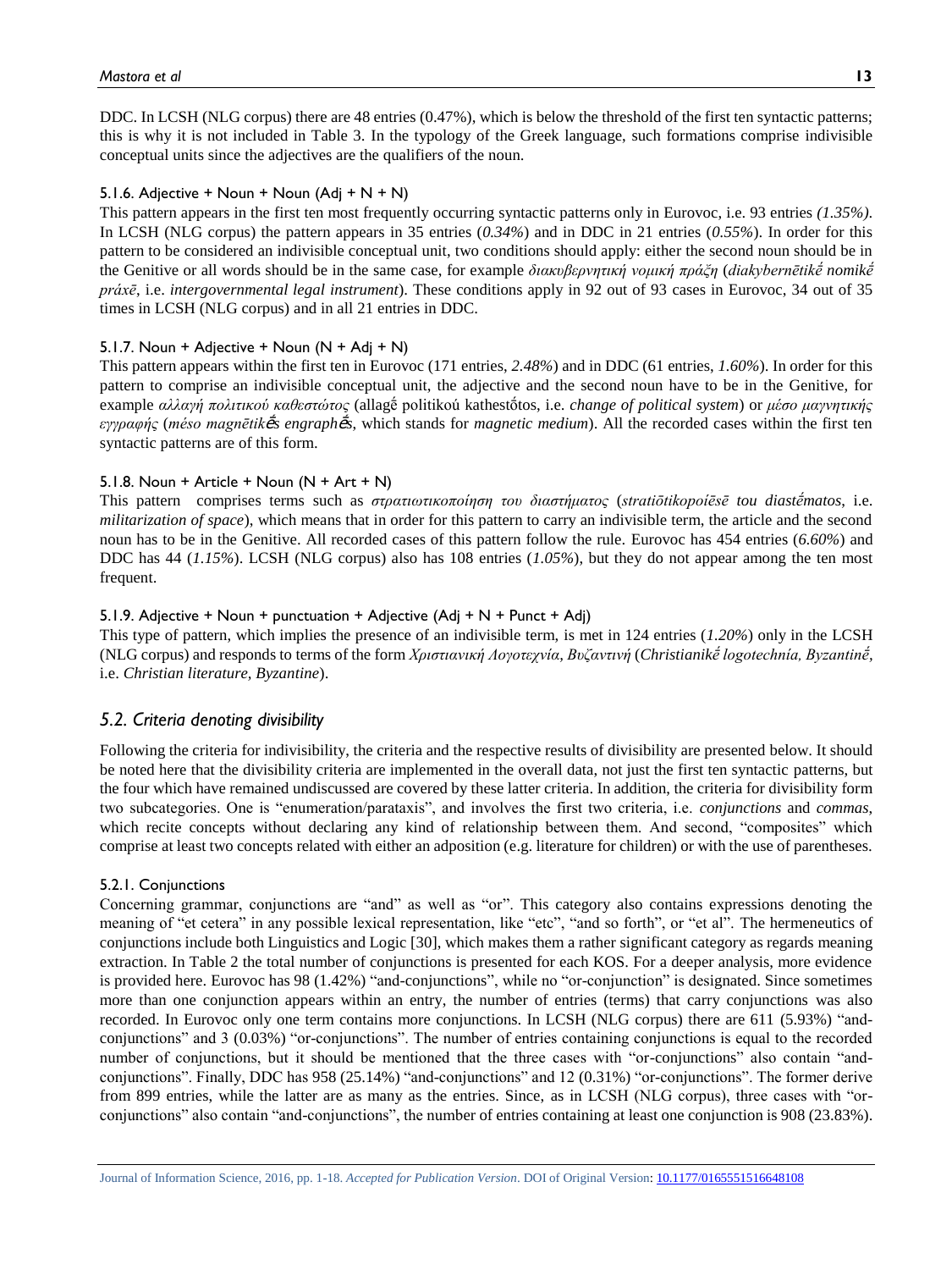DDC. In LCSH (NLG corpus) there are 48 entries (0.47%), which is below the threshold of the first ten syntactic patterns; this is why it is not included in Table 3. In the typology of the Greek language, such formations comprise indivisible conceptual units since the adjectives are the qualifiers of the noun.

#### 5.1.6. Adjective + Noun + Noun (Adj + N + N)

This pattern appears in the first ten most frequently occurring syntactic patterns only in Eurovoc, i.e. 93 entries *(1.35%).* In LCSH (NLG corpus) the pattern appears in 35 entries (*0.34%*) and in DDC in 21 entries (*0.55%*). In order for this pattern to be considered an indivisible conceptual unit, two conditions should apply: either the second noun should be in the Genitive or all words should be in the same case, for example *διακυβερνητική νομική πράξη* (*diakybernētikḗ nomikḗ práxē*, i.e. *intergovernmental legal instrument*). These conditions apply in 92 out of 93 cases in Eurovoc, 34 out of 35 times in LCSH (NLG corpus) and in all 21 entries in DDC.

#### 5.1.7. Noun + Adjective + Noun (N + Adj + N)

This pattern appears within the first ten in Eurovoc (171 entries, *2.48%*) and in DDC (61 entries, *1.60%*). In order for this pattern to comprise an indivisible conceptual unit, the adjective and the second noun have to be in the Genitive, for example *αλλαγή πολιτικού καθεστώτος* (allagḗ politikoú kathestṓtos, i.e. *change of political system*) or *μέσο μαγνητικής εγγραφής* (*méso magnētikḗs engraphḗs*, which stands for *magnetic medium*). All the recorded cases within the first ten syntactic patterns are of this form.

#### 5.1.8. Noun + Article + Noun (N + Art + N)

This pattern comprises terms such as *στρατιωτικοποίηση του διαστήματος* (*stratiōtikopoíēsē tou diastḗmatos*, i.e. *militarization of space*), which means that in order for this pattern to carry an indivisible term, the article and the second noun has to be in the Genitive. All recorded cases of this pattern follow the rule. Eurovoc has 454 entries (*6.60%*) and DDC has 44 (*1.15%*). LCSH (NLG corpus) also has 108 entries (*1.05%*), but they do not appear among the ten most frequent.

#### 5.1.9. Adjective + Noun + punctuation + Adjective (Adj + N + Punct + Adj)

This type of pattern, which implies the presence of an indivisible term, is met in 124 entries (*1.20%*) only in the LCSH (NLG corpus) and responds to terms of the form *Χριστιανική Λογοτεχνία, Βυζαντινή* (*Christianikḗ logotechnía, Byzantinḗ*, i.e. *Christian literature, Byzantine*).

### *5.2. Criteria denoting divisibility*

Following the criteria for indivisibility, the criteria and the respective results of divisibility are presented below. It should be noted here that the divisibility criteria are implemented in the overall data, not just the first ten syntactic patterns, but the four which have remained undiscussed are covered by these latter criteria. In addition, the criteria for divisibility form two subcategories. One is "enumeration/parataxis", and involves the first two criteria, i.e. *conjunctions* and *commas*, which recite concepts without declaring any kind of relationship between them. And second, "composites" which comprise at least two concepts related with either an adposition (e.g. literature for children) or with the use of parentheses.

#### 5.2.1. Conjunctions

Concerning grammar, conjunctions are "and" as well as "or". This category also contains expressions denoting the meaning of "et cetera" in any possible lexical representation, like "etc", "and so forth", or "et al". The hermeneutics of conjunctions include both Linguistics and Logic [30], which makes them a rather significant category as regards meaning extraction. In Table 2 the total number of conjunctions is presented for each KOS. For a deeper analysis, more evidence is provided here. Eurovoc has 98 (1.42%) "and-conjunctions", while no "or-conjunction" is designated. Since sometimes more than one conjunction appears within an entry, the number of entries (terms) that carry conjunctions was also recorded. In Eurovoc only one term contains more conjunctions. In LCSH (NLG corpus) there are 611 (5.93%) "and-conjunctions" and 3 (0.03%) "or-conjunctions". The number of entries containing conjunctions is equal to the recorded number of conjunctions, but it should be mentioned that the three cases with "or-conjunctions" also contain "and-conjunctions". Finally, DDC has 958 (25.14%) "and-conjunctions" and 12 (0.31%) "or-conjunctions". The former derive from 899 entries, while the latter are as many as the entries. Since, as in LCSH (NLG corpus), three cases with "or-conjunctions" also contain "and-conjunctions", the number of entries containing at least one conjunction is 908 (23.83%).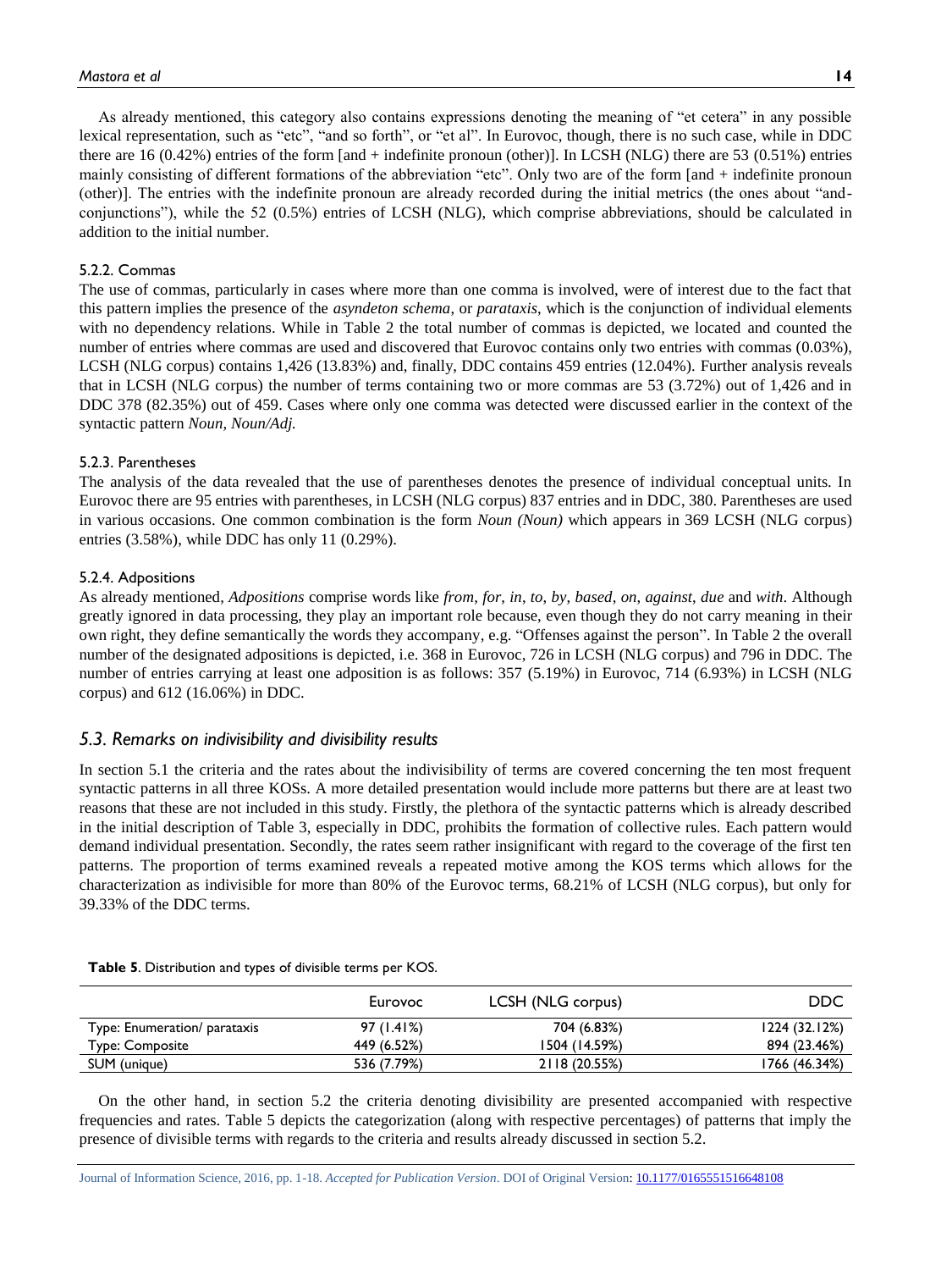As already mentioned, this category also contains expressions denoting the meaning of "et cetera" in any possible lexical representation, such as "etc", "and so forth", or "et al". In Eurovoc, though, there is no such case, while in DDC there are 16 (0.42%) entries of the form [and + indefinite pronoun (other)]. In LCSH (NLG) there are 53 (0.51%) entries mainly consisting of different formations of the abbreviation "etc". Only two are of the form [and + indefinite pronoun (other)]. The entries with the indefinite pronoun are already recorded during the initial metrics (the ones about "and-conjunctions"), while the 52 (0.5%) entries of LCSH (NLG), which comprise abbreviations, should be calculated in addition to the initial number.

#### 5.2.2. Commas

The use of commas, particularly in cases where more than one comma is involved, were of interest due to the fact that this pattern implies the presence of the *asyndeton schema*, or *parataxis*, which is the conjunction of individual elements with no dependency relations. While in Table 2 the total number of commas is depicted, we located and counted the number of entries where commas are used and discovered that Eurovoc contains only two entries with commas (0.03%), LCSH (NLG corpus) contains 1,426 (13.83%) and, finally, DDC contains 459 entries (12.04%). Further analysis reveals that in LCSH (NLG corpus) the number of terms containing two or more commas are 53 (3.72%) out of 1,426 and in DDC 378 (82.35%) out of 459. Cases where only one comma was detected were discussed earlier in the context of the syntactic pattern *Noun, Noun/Adj.*

#### 5.2.3. Parentheses

The analysis of the data revealed that the use of parentheses denotes the presence of individual conceptual units. In Eurovoc there are 95 entries with parentheses, in LCSH (NLG corpus) 837 entries and in DDC, 380. Parentheses are used in various occasions. One common combination is the form *Noun (Noun)* which appears in 369 LCSH (NLG corpus) entries (3.58%), while DDC has only 11 (0.29%).

#### 5.2.4. Adpositions

As already mentioned, *Adpositions* comprise words like *from*, *for*, *in*, *to*, *by*, *based*, *on*, *against*, *due* and *with*. Although greatly ignored in data processing, they play an important role because, even though they do not carry meaning in their own right, they define semantically the words they accompany, e.g. "Offenses against the person". In Table 2 the overall number of the designated adpositions is depicted, i.e. 368 in Eurovoc, 726 in LCSH (NLG corpus) and 796 in DDC. The number of entries carrying at least one adposition is as follows: 357 (5.19%) in Eurovoc, 714 (6.93%) in LCSH (NLG corpus) and 612 (16.06%) in DDC.

### *5.3. Remarks on indivisibility and divisibility results*

In section 5.1 the criteria and the rates about the indivisibility of terms are covered concerning the ten most frequent syntactic patterns in all three KOSs. A more detailed presentation would include more patterns but there are at least two reasons that these are not included in this study. Firstly, the plethora of the syntactic patterns which is already described in the initial description of Table 3, especially in DDC, prohibits the formation of collective rules. Each pattern would demand individual presentation. Secondly, the rates seem rather insignificant with regard to the coverage of the first ten patterns. The proportion of terms examined reveals a repeated motive among the KOS terms which allows for the characterization as indivisible for more than 80% of the Eurovoc terms, 68.21% of LCSH (NLG corpus), but only for 39.33% of the DDC terms.

**Table 5**. Distribution and types of divisible terms per KOS.

| | Eurovoc | LCSH (NLG corpus) | DDC |
|---|---|---|---|
| Type: Enumeration/ parataxis | 97 (1.41%) | 704 (6.83%) | 1224 (32.12%) |
| Type: Composite | 449 (6.52%) | 1504 (14.59%) | 894 (23.46%) |
| SUM (unique) | 536 (7.79%) | 2118 (20.55%) | 1766 (46.34%) |

On the other hand, in section 5.2 the criteria denoting divisibility are presented accompanied with respective frequencies and rates. Table 5 depicts the categorization (along with respective percentages) of patterns that imply the presence of divisible terms with regards to the criteria and results already discussed in section 5.2.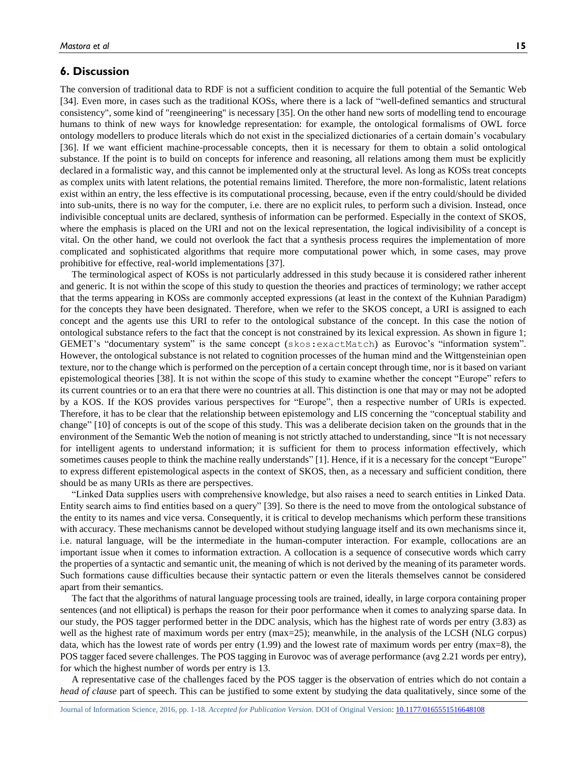## 6. Discussion

The conversion of traditional data to RDF is not a sufficient condition to acquire the full potential of the Semantic Web [34]. Even more, in cases such as the traditional KOSs, where there is a lack of "well-defined semantics and structural consistency", some kind of "reengineering" is necessary [35]. On the other hand new sorts of modelling tend to encourage humans to think of new ways for knowledge representation: for example, the ontological formalisms of OWL force ontology modellers to produce literals which do not exist in the specialized dictionaries of a certain domain's vocabulary [36]. If we want efficient machine-processable concepts, then it is necessary for them to obtain a solid ontological substance. If the point is to build on concepts for inference and reasoning, all relations among them must be explicitly declared in a formalistic way, and this cannot be implemented only at the structural level. As long as KOSs treat concepts as complex units with latent relations, the potential remains limited. Therefore, the more non-formalistic, latent relations exist within an entry, the less effective is its computational processing, because, even if the entry could/should be divided into sub-units, there is no way for the computer, i.e. there are no explicit rules, to perform such a division. Instead, once indivisible conceptual units are declared, synthesis of information can be performed. Especially in the context of SKOS, where the emphasis is placed on the URI and not on the lexical representation, the logical indivisibility of a concept is vital. On the other hand, we could not overlook the fact that a synthesis process requires the implementation of more complicated and sophisticated algorithms that require more computational power which, in some cases, may prove prohibitive for effective, real-world implementations [37].

The terminological aspect of KOSs is not particularly addressed in this study because it is considered rather inherent and generic. It is not within the scope of this study to question the theories and practices of terminology; we rather accept that the terms appearing in KOSs are commonly accepted expressions (at least in the context of the Kuhnian Paradigm) for the concepts they have been designated. Therefore, when we refer to the SKOS concept, a URI is assigned to each concept and the agents use this URI to refer to the ontological substance of the concept. In this case the notion of ontological substance refers to the fact that the concept is not constrained by its lexical expression. As shown in figure 1; GEMET's "documentary system" is the same concept (`skos:exactMatch`) as Eurovoc's "information system". However, the ontological substance is not related to cognition processes of the human mind and the Wittgensteinian open texture, nor to the change which is performed on the perception of a certain concept through time, nor is it based on variant epistemological theories [38]. It is not within the scope of this study to examine whether the concept "Europe" refers to its current countries or to an era that there were no countries at all. This distinction is one that may or may not be adopted by a KOS. If the KOS provides various perspectives for "Europe", then a respective number of URIs is expected. Therefore, it has to be clear that the relationship between epistemology and LIS concerning the "conceptual stability and change" [10] of concepts is out of the scope of this study. This was a deliberate decision taken on the grounds that in the environment of the Semantic Web the notion of meaning is not strictly attached to understanding, since "It is not necessary for intelligent agents to understand information; it is sufficient for them to process information effectively, which sometimes causes people to think the machine really understands" [1]. Hence, if it is a necessary for the concept "Europe" to express different epistemological aspects in the context of SKOS, then, as a necessary and sufficient condition, there should be as many URIs as there are perspectives.

"Linked Data supplies users with comprehensive knowledge, but also raises a need to search entities in Linked Data. Entity search aims to find entities based on a query" [39]. So there is the need to move from the ontological substance of the entity to its names and vice versa. Consequently, it is critical to develop mechanisms which perform these transitions with accuracy. These mechanisms cannot be developed without studying language itself and its own mechanisms since it, i.e. natural language, will be the intermediate in the human-computer interaction. For example, collocations are an important issue when it comes to information extraction. A collocation is a sequence of consecutive words which carry the properties of a syntactic and semantic unit, the meaning of which is not derived by the meaning of its parameter words. Such formations cause difficulties because their syntactic pattern or even the literals themselves cannot be considered apart from their semantics.

The fact that the algorithms of natural language processing tools are trained, ideally, in large corpora containing proper sentences (and not elliptical) is perhaps the reason for their poor performance when it comes to analyzing sparse data. In our study, the POS tagger performed better in the DDC analysis, which has the highest rate of words per entry (3.83) as well as the highest rate of maximum words per entry (max=25); meanwhile, in the analysis of the LCSH (NLG corpus) data, which has the lowest rate of words per entry (1.99) and the lowest rate of maximum words per entry (max=8), the POS tagger faced severe challenges. The POS tagging in Eurovoc was of average performance (avg 2.21 words per entry), for which the highest number of words per entry is 13.

A representative case of the challenges faced by the POS tagger is the observation of entries which do not contain a *head of clause* part of speech. This can be justified to some extent by studying the data qualitatively, since some of the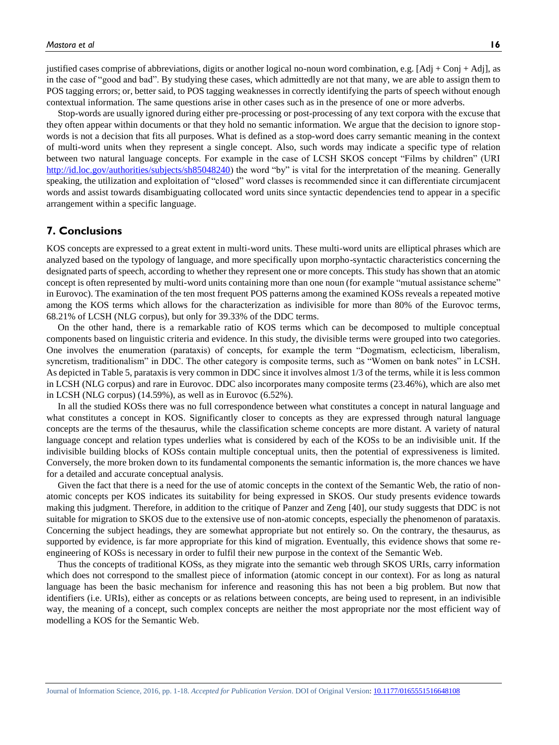justified cases comprise of abbreviations, digits or another logical no-noun word combination, e.g. [Adj + Conj + Adj], as in the case of "good and bad". By studying these cases, which admittedly are not that many, we are able to assign them to POS tagging errors; or, better said, to POS tagging weaknesses in correctly identifying the parts of speech without enough contextual information. The same questions arise in other cases such as in the presence of one or more adverbs.

Stop-words are usually ignored during either pre-processing or post-processing of any text corpora with the excuse that they often appear within documents or that they hold no semantic information. We argue that the decision to ignore stop-words is not a decision that fits all purposes. What is defined as a stop-word does carry semantic meaning in the context of multi-word units when they represent a single concept. Also, such words may indicate a specific type of relation between two natural language concepts. For example in the case of LCSH SKOS concept "Films by children" (URI http://id.loc.gov/authorities/subjects/sh85048240) the word "by" is vital for the interpretation of the meaning. Generally speaking, the utilization and exploitation of "closed" word classes is recommended since it can differentiate circumjacent words and assist towards disambiguating collocated word units since syntactic dependencies tend to appear in a specific arrangement within a specific language.

## 7. Conclusions

KOS concepts are expressed to a great extent in multi-word units. These multi-word units are elliptical phrases which are analyzed based on the typology of language, and more specifically upon morpho-syntactic characteristics concerning the designated parts of speech, according to whether they represent one or more concepts. This study has shown that an atomic concept is often represented by multi-word units containing more than one noun (for example "mutual assistance scheme" in Eurovoc). The examination of the ten most frequent POS patterns among the examined KOSs reveals a repeated motive among the KOS terms which allows for the characterization as indivisible for more than 80% of the Eurovoc terms, 68.21% of LCSH (NLG corpus), but only for 39.33% of the DDC terms.

On the other hand, there is a remarkable ratio of KOS terms which can be decomposed to multiple conceptual components based on linguistic criteria and evidence. In this study, the divisible terms were grouped into two categories. One involves the enumeration (parataxis) of concepts, for example the term "Dogmatism, eclecticism, liberalism, syncretism, traditionalism" in DDC. The other category is composite terms, such as "Women on bank notes" in LCSH. As depicted in Table 5, parataxis is very common in DDC since it involves almost 1/3 of the terms, while it is less common in LCSH (NLG corpus) and rare in Eurovoc. DDC also incorporates many composite terms (23.46%), which are also met in LCSH (NLG corpus) (14.59%), as well as in Eurovoc (6.52%).

In all the studied KOSs there was no full correspondence between what constitutes a concept in natural language and what constitutes a concept in KOS. Significantly closer to concepts as they are expressed through natural language concepts are the terms of the thesaurus, while the classification scheme concepts are more distant. A variety of natural language concept and relation types underlies what is considered by each of the KOSs to be an indivisible unit. If the indivisible building blocks of KOSs contain multiple conceptual units, then the potential of expressiveness is limited. Conversely, the more broken down to its fundamental components the semantic information is, the more chances we have for a detailed and accurate conceptual analysis.

Given the fact that there is a need for the use of atomic concepts in the context of the Semantic Web, the ratio of non-atomic concepts per KOS indicates its suitability for being expressed in SKOS. Our study presents evidence towards making this judgment. Therefore, in addition to the critique of Panzer and Zeng [40], our study suggests that DDC is not suitable for migration to SKOS due to the extensive use of non-atomic concepts, especially the phenomenon of parataxis. Concerning the subject headings, they are somewhat appropriate but not entirely so. On the contrary, the thesaurus, as supported by evidence, is far more appropriate for this kind of migration. Eventually, this evidence shows that some re-engineering of KOSs is necessary in order to fulfil their new purpose in the context of the Semantic Web.

Thus the concepts of traditional KOSs, as they migrate into the semantic web through SKOS URIs, carry information which does not correspond to the smallest piece of information (atomic concept in our context). For as long as natural language has been the basic mechanism for inference and reasoning this has not been a big problem. But now that identifiers (i.e. URIs), either as concepts or as relations between concepts, are being used to represent, in an indivisible way, the meaning of a concept, such complex concepts are neither the most appropriate nor the most efficient way of modelling a KOS for the Semantic Web.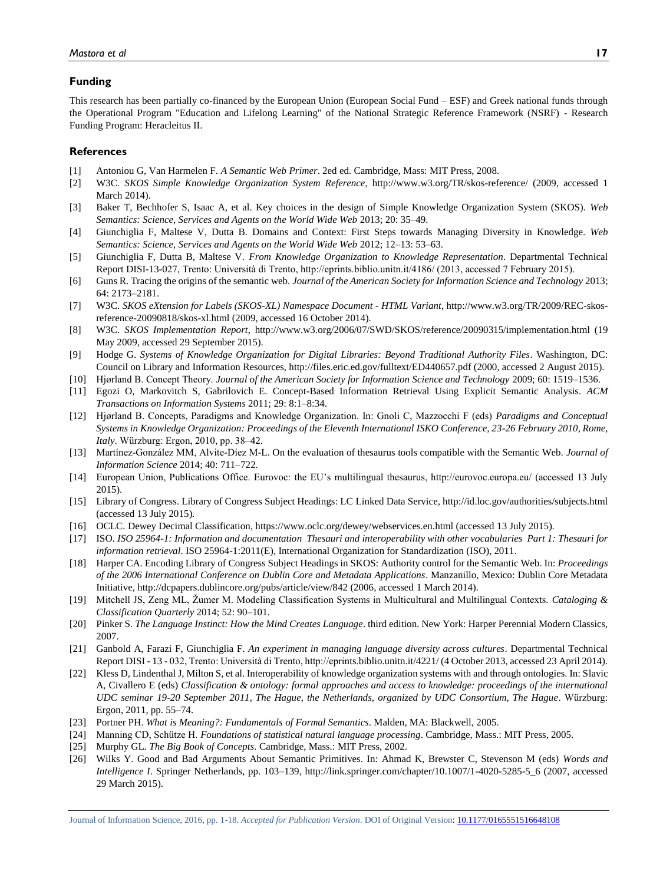## Funding

This research has been partially co-financed by the European Union (European Social Fund – ESF) and Greek national funds through the Operational Program "Education and Lifelong Learning" of the National Strategic Reference Framework (NSRF) - Research Funding Program: Heracleitus II.

## References

[1] Antoniou G, Van Harmelen F. *A Semantic Web Primer*. 2ed ed. Cambridge, Mass: MIT Press, 2008.

[2] W3C. *SKOS Simple Knowledge Organization System Reference*, http://www.w3.org/TR/skos-reference/ (2009, accessed 1 March 2014).

[3] Baker T, Bechhofer S, Isaac A, et al. Key choices in the design of Simple Knowledge Organization System (SKOS). *Web Semantics: Science, Services and Agents on the World Wide Web* 2013; 20: 35–49.

[4] Giunchiglia F, Maltese V, Dutta B. Domains and Context: First Steps towards Managing Diversity in Knowledge. *Web Semantics: Science, Services and Agents on the World Wide Web* 2012; 12–13: 53–63.

[5] Giunchiglia F, Dutta B, Maltese V. *From Knowledge Organization to Knowledge Representation*. Departmental Technical Report DISI-13-027, Trento: Università di Trento, http://eprints.biblio.unitn.it/4186/ (2013, accessed 7 February 2015).

[6] Guns R. Tracing the origins of the semantic web. *Journal of the American Society for Information Science and Technology* 2013; 64: 2173–2181.

[7] W3C. *SKOS eXtension for Labels (SKOS-XL) Namespace Document - HTML Variant*, http://www.w3.org/TR/2009/REC-skos-reference-20090818/skos-xl.html (2009, accessed 16 October 2014).

[8] W3C. *SKOS Implementation Report*, http://www.w3.org/2006/07/SWD/SKOS/reference/20090315/implementation.html (19 May 2009, accessed 29 September 2015).

[9] Hodge G. *Systems of Knowledge Organization for Digital Libraries: Beyond Traditional Authority Files*. Washington, DC: Council on Library and Information Resources, http://files.eric.ed.gov/fulltext/ED440657.pdf (2000, accessed 2 August 2015).

[10] Hjørland B. Concept Theory. *Journal of the American Society for Information Science and Technology* 2009; 60: 1519–1536.

[11] Egozi O, Markovitch S, Gabrilovich E. Concept-Based Information Retrieval Using Explicit Semantic Analysis. *ACM Transactions on Information Systems* 2011; 29: 8:1–8:34.

[12] Hjørland B. Concepts, Paradigms and Knowledge Organization. In: Gnoli C, Mazzocchi F (eds) *Paradigms and Conceptual Systems in Knowledge Organization: Proceedings of the Eleventh International ISKO Conference, 23-26 February 2010, Rome, Italy*. Würzburg: Ergon, 2010, pp. 38–42.

[13] Martínez-González MM, Alvite-Díez M-L. On the evaluation of thesaurus tools compatible with the Semantic Web. *Journal of Information Science* 2014; 40: 711–722.

[14] European Union, Publications Office. Eurovoc: the EU's multilingual thesaurus, http://eurovoc.europa.eu/ (accessed 13 July 2015).

[15] Library of Congress. Library of Congress Subject Headings: LC Linked Data Service, http://id.loc.gov/authorities/subjects.html (accessed 13 July 2015).

[16] OCLC. Dewey Decimal Classification, https://www.oclc.org/dewey/webservices.en.html (accessed 13 July 2015).

[17] ISO. *ISO 25964-1: Information and documentation Thesauri and interoperability with other vocabularies Part 1: Thesauri for information retrieval*. ISO 25964-1:2011(E), International Organization for Standardization (ISO), 2011.

[18] Harper CA. Encoding Library of Congress Subject Headings in SKOS: Authority control for the Semantic Web. In: *Proceedings of the 2006 International Conference on Dublin Core and Metadata Applications*. Manzanillo, Mexico: Dublin Core Metadata Initiative, http://dcpapers.dublincore.org/pubs/article/view/842 (2006, accessed 1 March 2014).

[19] Mitchell JS, Zeng ML, Žumer M. Modeling Classification Systems in Multicultural and Multilingual Contexts. *Cataloging & Classification Quarterly* 2014; 52: 90–101.

[20] Pinker S. *The Language Instinct: How the Mind Creates Language*. third edition. New York: Harper Perennial Modern Classics, 2007.

[21] Ganbold A, Farazi F, Giunchiglia F. *An experiment in managing language diversity across cultures*. Departmental Technical Report DISI - 13 - 032, Trento: Università di Trento, http://eprints.biblio.unitn.it/4221/ (4 October 2013, accessed 23 April 2014).

[22] Kless D, Lindenthal J, Milton S, et al. Interoperability of knowledge organization systems with and through ontologies. In: Slavic A, Civallero E (eds) *Classification & ontology: formal approaches and access to knowledge: proceedings of the international UDC seminar 19-20 September 2011, The Hague, the Netherlands, organized by UDC Consortium, The Hague*. Würzburg: Ergon, 2011, pp. 55–74.

[23] Portner PH. *What is Meaning?: Fundamentals of Formal Semantics*. Malden, MA: Blackwell, 2005.

[24] Manning CD, Schütze H. *Foundations of statistical natural language processing*. Cambridge, Mass.: MIT Press, 2005.

[25] Murphy GL. *The Big Book of Concepts*. Cambridge, Mass.: MIT Press, 2002.

[26] Wilks Y. Good and Bad Arguments About Semantic Primitives. In: Ahmad K, Brewster C, Stevenson M (eds) *Words and Intelligence I*. Springer Netherlands, pp. 103–139, http://link.springer.com/chapter/10.1007/1-4020-5285-5_6 (2007, accessed 29 March 2015).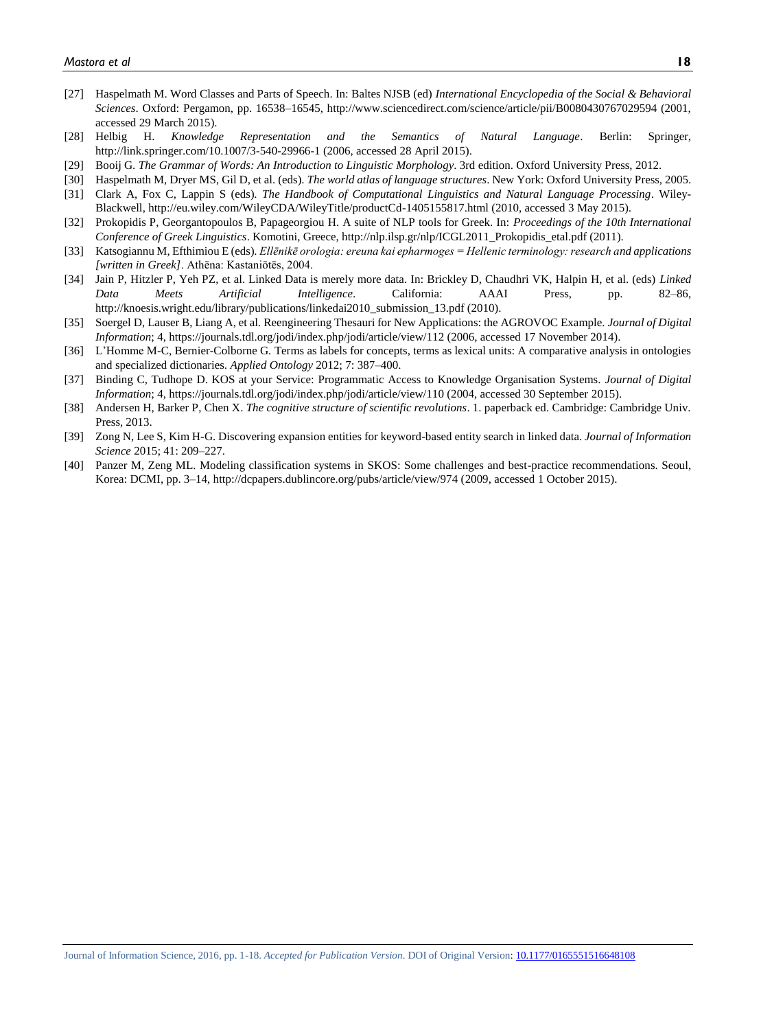[27] Haspelmath M. Word Classes and Parts of Speech. In: Baltes NJSB (ed) *International Encyclopedia of the Social & Behavioral Sciences*. Oxford: Pergamon, pp. 16538–16545, http://www.sciencedirect.com/science/article/pii/B0080430767029594 (2001, accessed 29 March 2015).

[28] Helbig H. *Knowledge Representation and the Semantics of Natural Language*. Berlin: Springer, http://link.springer.com/10.1007/3-540-29966-1 (2006, accessed 28 April 2015).

[29] Booij G. *The Grammar of Words: An Introduction to Linguistic Morphology*. 3rd edition. Oxford University Press, 2012.

[30] Haspelmath M, Dryer MS, Gil D, et al. (eds). *The world atlas of language structures*. New York: Oxford University Press, 2005.

[31] Clark A, Fox C, Lappin S (eds). *The Handbook of Computational Linguistics and Natural Language Processing*. Wiley-Blackwell, http://eu.wiley.com/WileyCDA/WileyTitle/productCd-1405155817.html (2010, accessed 3 May 2015).

[32] Prokopidis P, Georgantopoulos B, Papageorgiou H. A suite of NLP tools for Greek. In: *Proceedings of the 10th International Conference of Greek Linguistics*. Komotini, Greece, http://nlp.ilsp.gr/nlp/ICGL2011_Prokopidis_etal.pdf (2011).

[33] Katsogiannu M, Efthimiou E (eds). *Ellēnikē orologia: ereuna kai epharmoges = Hellenic terminology: research and applications [written in Greek]*. Athēna: Kastaniōtēs, 2004.

[34] Jain P, Hitzler P, Yeh PZ, et al. Linked Data is merely more data. In: Brickley D, Chaudhri VK, Halpin H, et al. (eds) *Linked Data Meets Artificial Intelligence*. California: AAAI Press, pp. 82–86, http://knoesis.wright.edu/library/publications/linkedai2010_submission_13.pdf (2010).

[35] Soergel D, Lauser B, Liang A, et al. Reengineering Thesauri for New Applications: the AGROVOC Example. *Journal of Digital Information*; 4, https://journals.tdl.org/jodi/index.php/jodi/article/view/112 (2006, accessed 17 November 2014).

[36] L'Homme M-C, Bernier-Colborne G. Terms as labels for concepts, terms as lexical units: A comparative analysis in ontologies and specialized dictionaries. *Applied Ontology* 2012; 7: 387–400.

[37] Binding C, Tudhope D. KOS at your Service: Programmatic Access to Knowledge Organisation Systems. *Journal of Digital Information*; 4, https://journals.tdl.org/jodi/index.php/jodi/article/view/110 (2004, accessed 30 September 2015).

[38] Andersen H, Barker P, Chen X. *The cognitive structure of scientific revolutions*. 1. paperback ed. Cambridge: Cambridge Univ. Press, 2013.

[39] Zong N, Lee S, Kim H-G. Discovering expansion entities for keyword-based entity search in linked data. *Journal of Information Science* 2015; 41: 209–227.

[40] Panzer M, Zeng ML. Modeling classification systems in SKOS: Some challenges and best-practice recommendations. Seoul, Korea: DCMI, pp. 3–14, http://dcpapers.dublincore.org/pubs/article/view/974 (2009, accessed 1 October 2015).

Journal of Information Science, 2016, pp. 1-18. *Accepted for Publication Version*. DOI of Original Version: 10.1177/0165551516648108